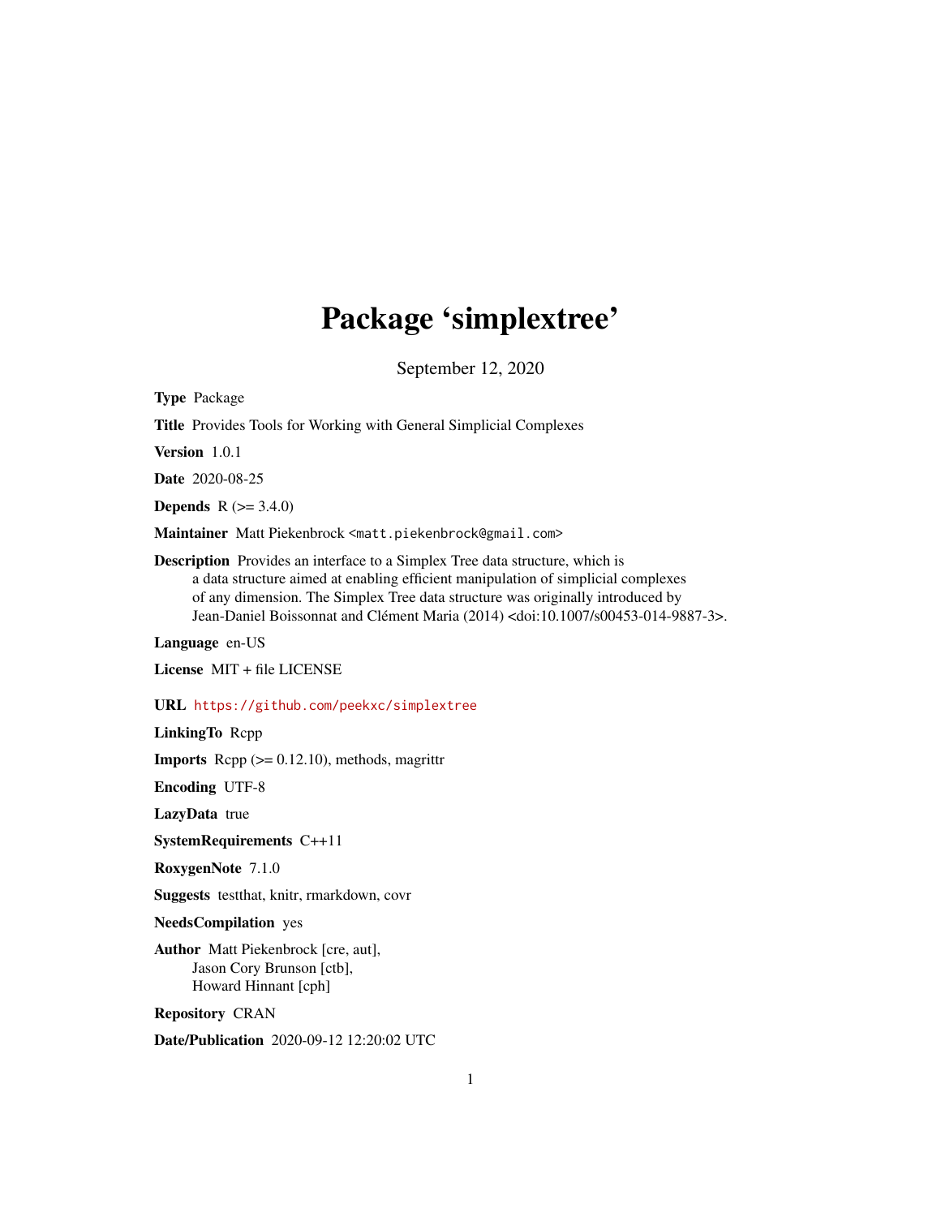# Package 'simplextree'

September 12, 2020

**Type** Package

**Title** Provides Tools for Working with General Simplicial Complexes

**Version** 1.0.1

**Date** 2020-08-25

**Depends** R (>= 3.4.0)

**Maintainer** Matt Piekenbrock <matt.piekenbrock@gmail.com>

**Description** Provides an interface to a Simplex Tree data structure, which is a data structure aimed at enabling efficient manipulation of simplicial complexes of any dimension. The Simplex Tree data structure was originally introduced by Jean-Daniel Boissonnat and Clément Maria (2014) <doi:10.1007/s00453-014-9887-3>.

**Language** en-US

**License** MIT + file LICENSE

**URL** https://github.com/peekxc/simplextree

**LinkingTo** Rcpp

**Imports** Rcpp (>= 0.12.10), methods, magrittr

**Encoding** UTF-8

**LazyData** true

**SystemRequirements** C++11

**RoxygenNote** 7.1.0

**Suggests** testthat, knitr, rmarkdown, covr

**NeedsCompilation** yes

**Author** Matt Piekenbrock [cre, aut],
Jason Cory Brunson [ctb],
Howard Hinnant [cph]

**Repository** CRAN

**Date/Publication** 2020-09-12 12:20:02 UTC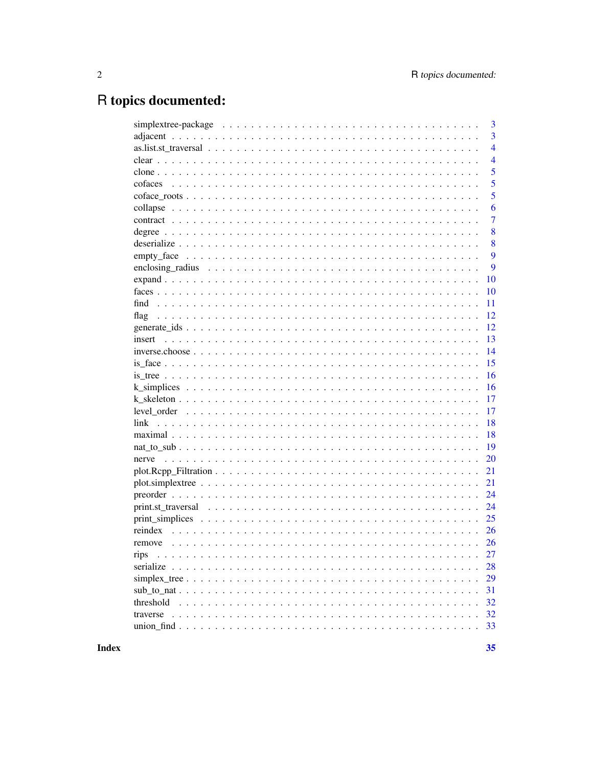# R topics documented:

| | |
|---|---|
| simplextree-package | 3 |
| adjacent | 3 |
| as.list.st_traversal | 4 |
| clear | 4 |
| clone | 5 |
| cofaces | 5 |
| coface_roots | 5 |
| collapse | 6 |
| contract | 7 |
| degree | 8 |
| deserialize | 8 |
| empty_face | 9 |
| enclosing_radius | 9 |
| expand | 10 |
| faces | 10 |
| find | 11 |
| flag | 12 |
| generate_ids | 12 |
| insert | 13 |
| inverse.choose | 14 |
| is_face | 15 |
| is_tree | 16 |
| k_simplices | 16 |
| k_skeleton | 17 |
| level_order | 17 |
| link | 18 |
| maximal | 18 |
| nat_to_sub | 19 |
| nerve | 20 |
| plot.Rcpp_Filtration | 21 |
| plot.simplextree | 21 |
| preorder | 24 |
| print.st_traversal | 24 |
| print_simplices | 25 |
| reindex | 26 |
| remove | 26 |
| rips | 27 |
| serialize | 28 |
| simplex_tree | 29 |
| sub_to_nat | 31 |
| threshold | 32 |
| traverse | 32 |
| union_find | 33 |

**Index** **35**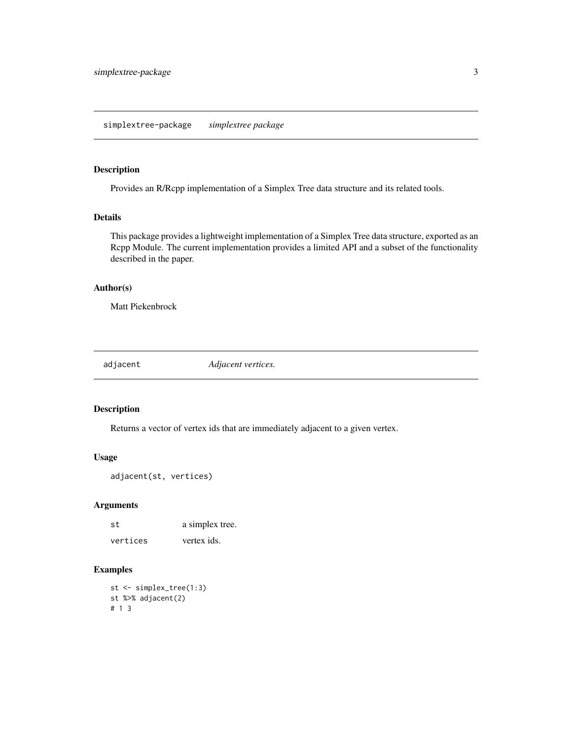## simplextree-package *simplextree package*

### Description

Provides an R/Rcpp implementation of a Simplex Tree data structure and its related tools.

### Details

This package provides a lightweight implementation of a Simplex Tree data structure, exported as an Rcpp Module. The current implementation provides a limited API and a subset of the functionality described in the paper.

### Author(s)

Matt Piekenbrock

## adjacent *Adjacent vertices.*

### Description

Returns a vector of vertex ids that are immediately adjacent to a given vertex.

### Usage

```
adjacent(st, vertices)
```

### Arguments

| | |
|---|---|
| st | a simplex tree. |
| vertices | vertex ids. |

### Examples

```
st <- simplex_tree(1:3)
st %>% adjacent(2)
# 1 3
```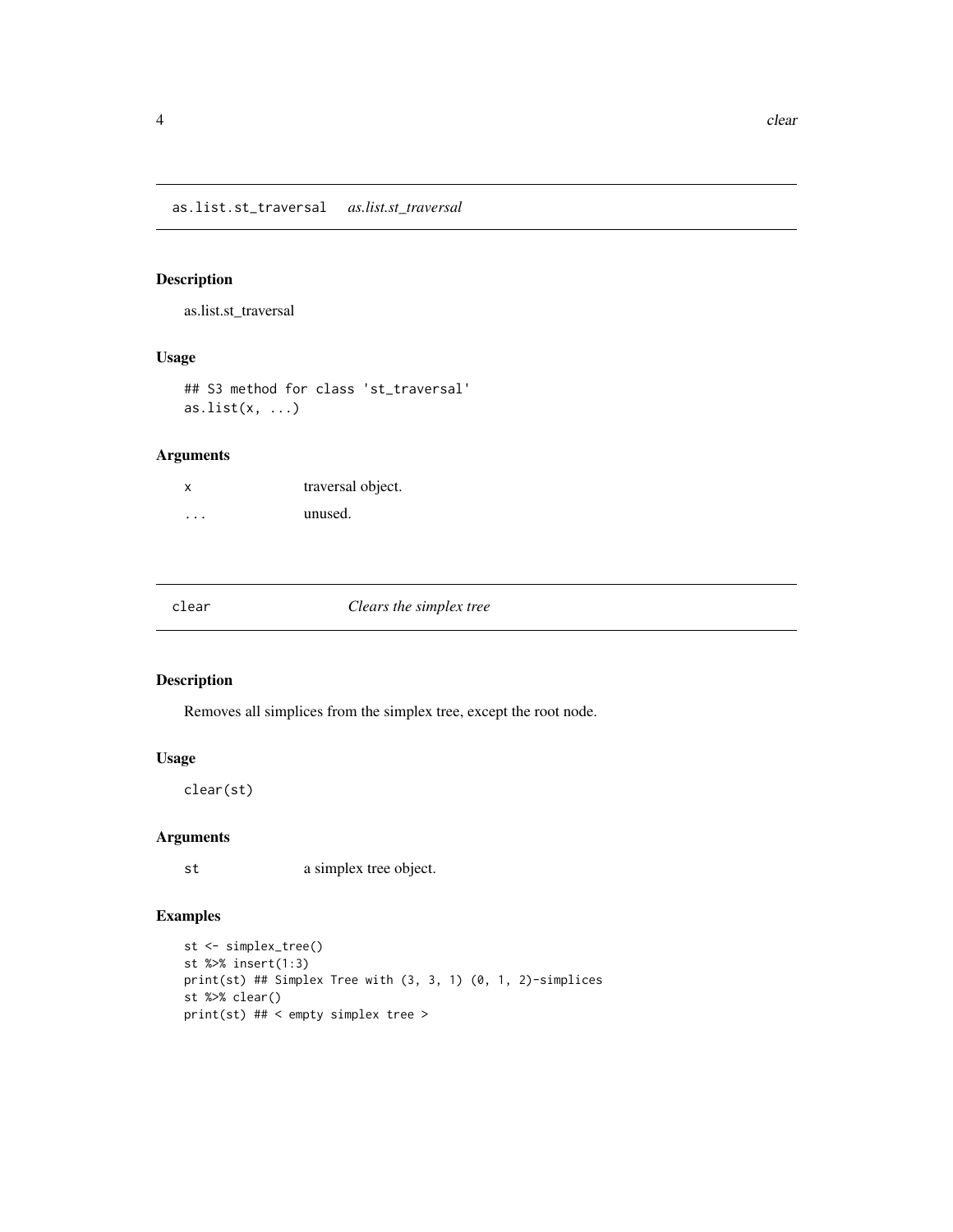## as.list.st_traversal *as.list.st_traversal*

### Description

as.list.st_traversal

### Usage

```
## S3 method for class 'st_traversal'
as.list(x, ...)
```

### Arguments

| | |
|---|---|
| x | traversal object. |
| ... | unused. |

## clear *Clears the simplex tree*

### Description

Removes all simplices from the simplex tree, except the root node.

### Usage

```
clear(st)
```

### Arguments

| | |
|---|---|
| st | a simplex tree object. |

### Examples

```
st <- simplex_tree()
st %>% insert(1:3)
print(st) ## Simplex Tree with (3, 3, 1) (0, 1, 2)-simplices
st %>% clear()
print(st) ## < empty simplex tree >
```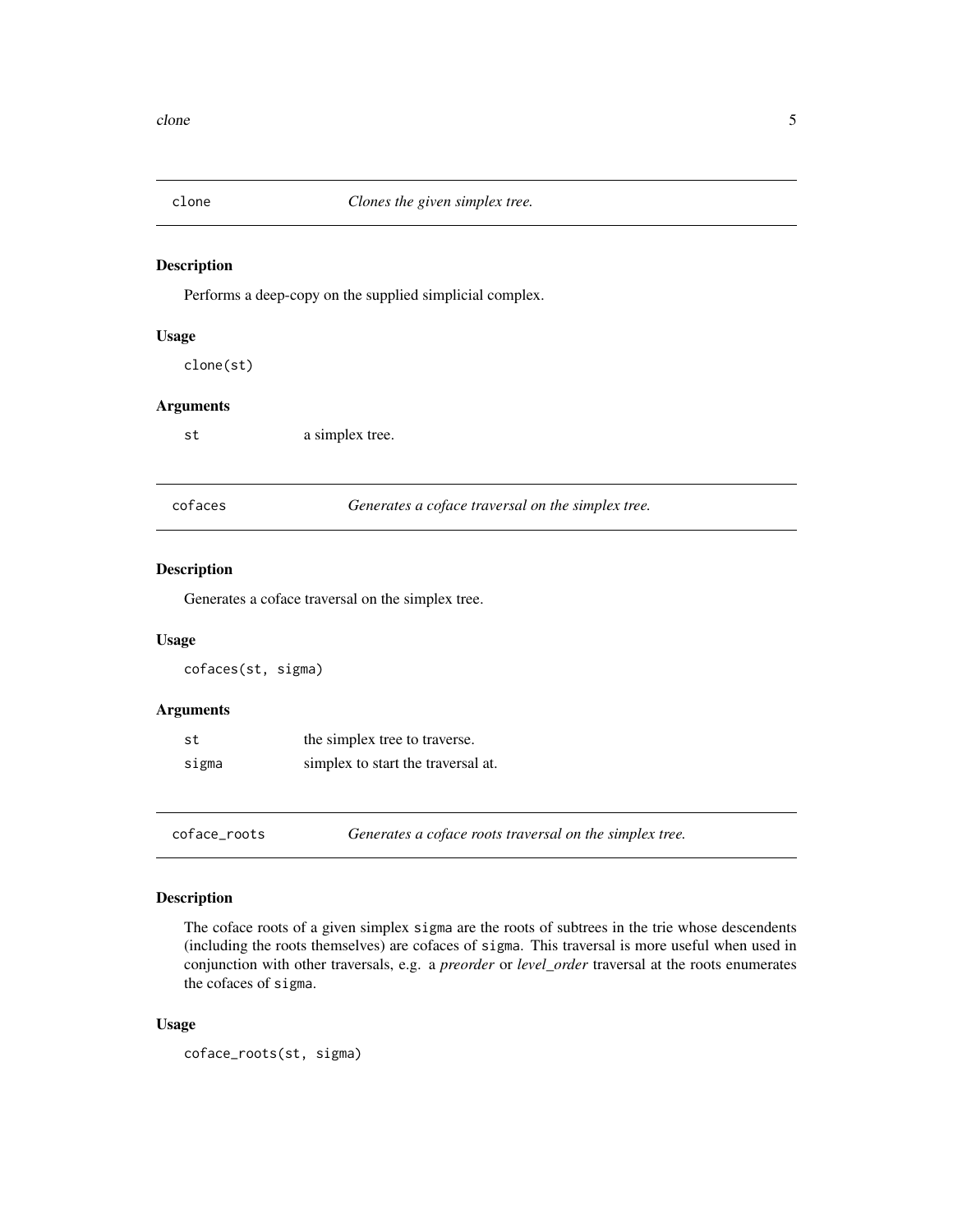## clone — *Clones the given simplex tree.*

### Description

Performs a deep-copy on the supplied simplicial complex.

### Usage

```
clone(st)
```

### Arguments

| | |
|---|---|
| `st` | a simplex tree. |

## cofaces — *Generates a coface traversal on the simplex tree.*

### Description

Generates a coface traversal on the simplex tree.

### Usage

```
cofaces(st, sigma)
```

### Arguments

| | |
|---|---|
| `st` | the simplex tree to traverse. |
| `sigma` | simplex to start the traversal at. |

## coface_roots — *Generates a coface roots traversal on the simplex tree.*

### Description

The coface roots of a given simplex `sigma` are the roots of subtrees in the trie whose descendents (including the roots themselves) are cofaces of `sigma`. This traversal is more useful when used in conjunction with other traversals, e.g. a *preorder* or *level_order* traversal at the roots enumerates the cofaces of `sigma`.

### Usage

```
coface_roots(st, sigma)
```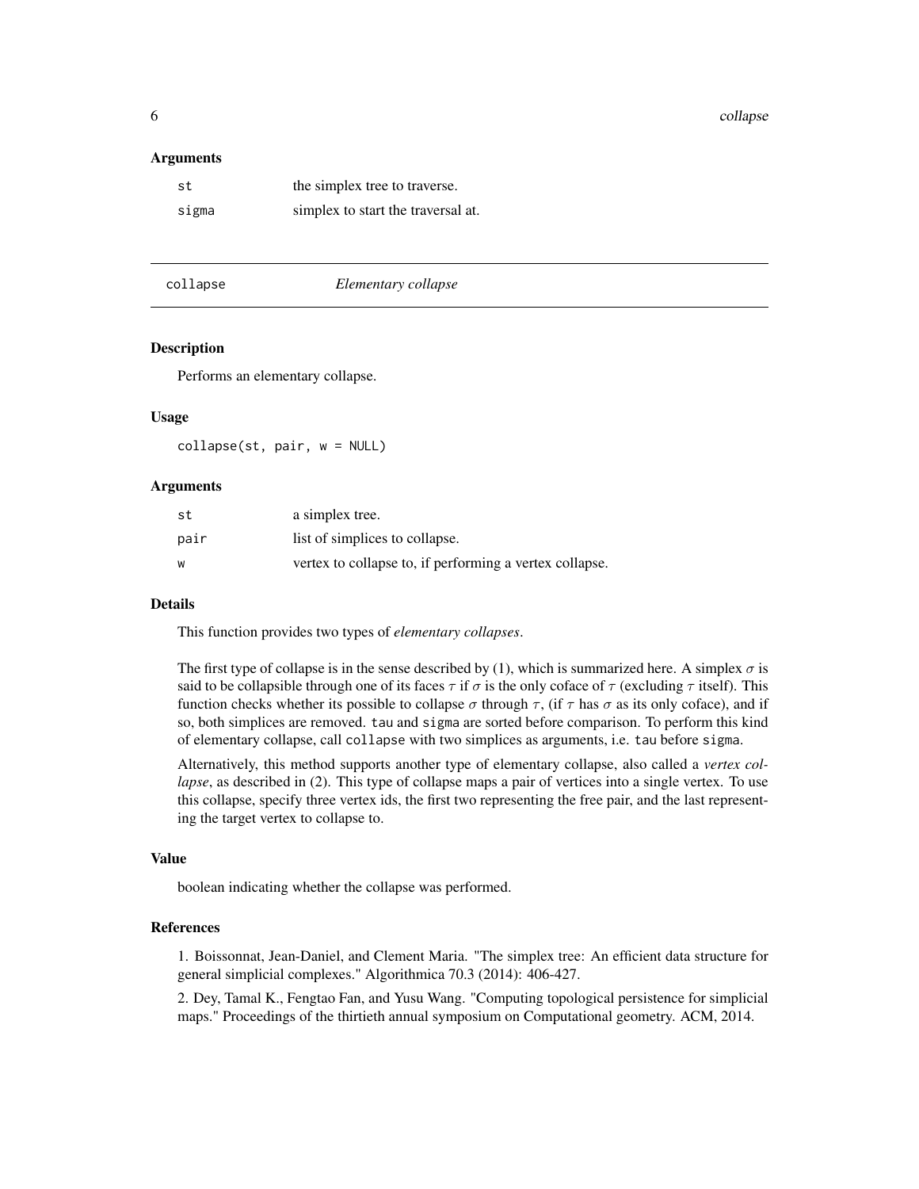### Arguments

| | |
|---|---|
| `st` | the simplex tree to traverse. |
| `sigma` | simplex to start the traversal at. |

---

## collapse — *Elementary collapse*

### Description

Performs an elementary collapse.

### Usage

```
collapse(st, pair, w = NULL)
```

### Arguments

| | |
|---|---|
| `st` | a simplex tree. |
| `pair` | list of simplices to collapse. |
| `w` | vertex to collapse to, if performing a vertex collapse. |

### Details

This function provides two types of *elementary collapses*.

The first type of collapse is in the sense described by (1), which is summarized here. A simplex $\sigma$ is said to be collapsible through one of its faces $\tau$ if $\sigma$ is the only coface of $\tau$ (excluding $\tau$ itself). This function checks whether its possible to collapse $\sigma$ through $\tau$, (if $\tau$ has $\sigma$ as its only coface), and if so, both simplices are removed. `tau` and `sigma` are sorted before comparison. To perform this kind of elementary collapse, call `collapse` with two simplices as arguments, i.e. `tau` before `sigma`.

Alternatively, this method supports another type of elementary collapse, also called a *vertex collapse*, as described in (2). This type of collapse maps a pair of vertices into a single vertex. To use this collapse, specify three vertex ids, the first two representing the free pair, and the last representing the target vertex to collapse to.

### Value

boolean indicating whether the collapse was performed.

### References

1. Boissonnat, Jean-Daniel, and Clement Maria. "The simplex tree: An efficient data structure for general simplicial complexes." Algorithmica 70.3 (2014): 406-427.

2. Dey, Tamal K., Fengtao Fan, and Yusu Wang. "Computing topological persistence for simplicial maps." Proceedings of the thirtieth annual symposium on Computational geometry. ACM, 2014.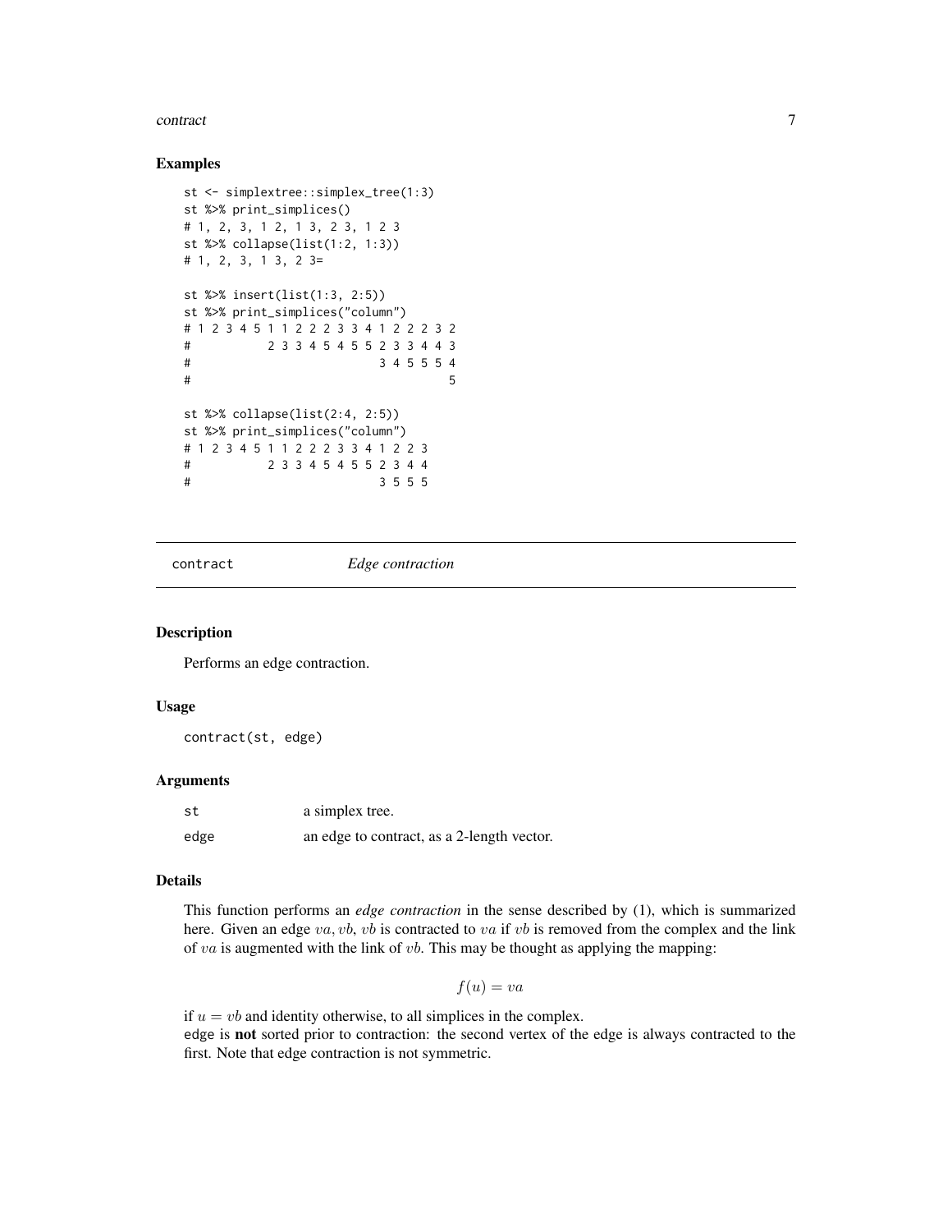## Examples

```
st <- simplextree::simplex_tree(1:3)
st %>% print_simplices()
# 1, 2, 3, 1 2, 1 3, 2 3, 1 2 3
st %>% collapse(list(1:2, 1:3))
# 1, 2, 3, 1 3, 2 3=

st %>% insert(list(1:3, 2:5))
st %>% print_simplices("column")
# 1 2 3 4 5 1 1 2 2 2 3 3 4 1 2 2 2 3 2
#           2 3 3 4 5 4 5 5 2 3 3 4 4 3
#                         3 4 5 5 5 4
#                                     5

st %>% collapse(list(2:4, 2:5))
st %>% print_simplices("column")
# 1 2 3 4 5 1 1 2 2 2 3 3 4 1 2 2 3
#           2 3 3 4 5 4 5 5 2 3 4 4
#                         3 5 5 5
```

---

# contract — *Edge contraction*

## Description

Performs an edge contraction.

## Usage

```
contract(st, edge)
```

## Arguments

| | |
|---|---|
| st | a simplex tree. |
| edge | an edge to contract, as a 2-length vector. |

## Details

This function performs an *edge contraction* in the sense described by (1), which is summarized here. Given an edge $va, vb$, $vb$ is contracted to $va$ if $vb$ is removed from the complex and the link of $va$ is augmented with the link of $vb$. This may be thought as applying the mapping:

$$f(u) = va$$

if $u = vb$ and identity otherwise, to all simplices in the complex.
edge is **not** sorted prior to contraction: the second vertex of the edge is always contracted to the first. Note that edge contraction is not symmetric.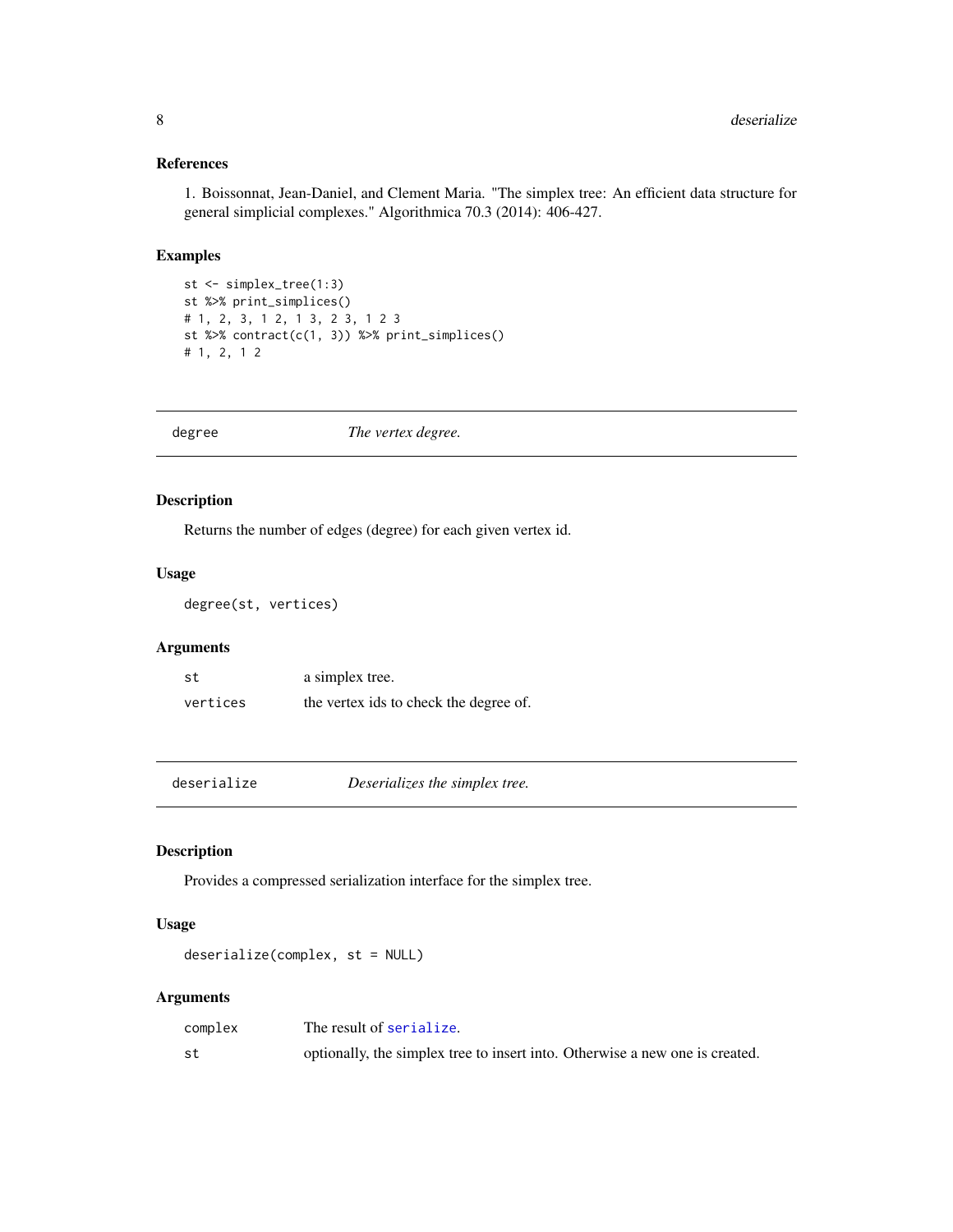### References

1. Boissonnat, Jean-Daniel, and Clement Maria. "The simplex tree: An efficient data structure for general simplicial complexes." Algorithmica 70.3 (2014): 406-427.

### Examples

```
st <- simplex_tree(1:3)
st %>% print_simplices()
# 1, 2, 3, 1 2, 1 3, 2 3, 1 2 3
st %>% contract(c(1, 3)) %>% print_simplices()
# 1, 2, 1 2
```

---

## degree — *The vertex degree.*

### Description

Returns the number of edges (degree) for each given vertex id.

### Usage

```
degree(st, vertices)
```

### Arguments

| | |
|---|---|
| `st` | a simplex tree. |
| `vertices` | the vertex ids to check the degree of. |

---

## deserialize — *Deserializes the simplex tree.*

### Description

Provides a compressed serialization interface for the simplex tree.

### Usage

```
deserialize(complex, st = NULL)
```

### Arguments

| | |
|---|---|
| `complex` | The result of `serialize`. |
| `st` | optionally, the simplex tree to insert into. Otherwise a new one is created. |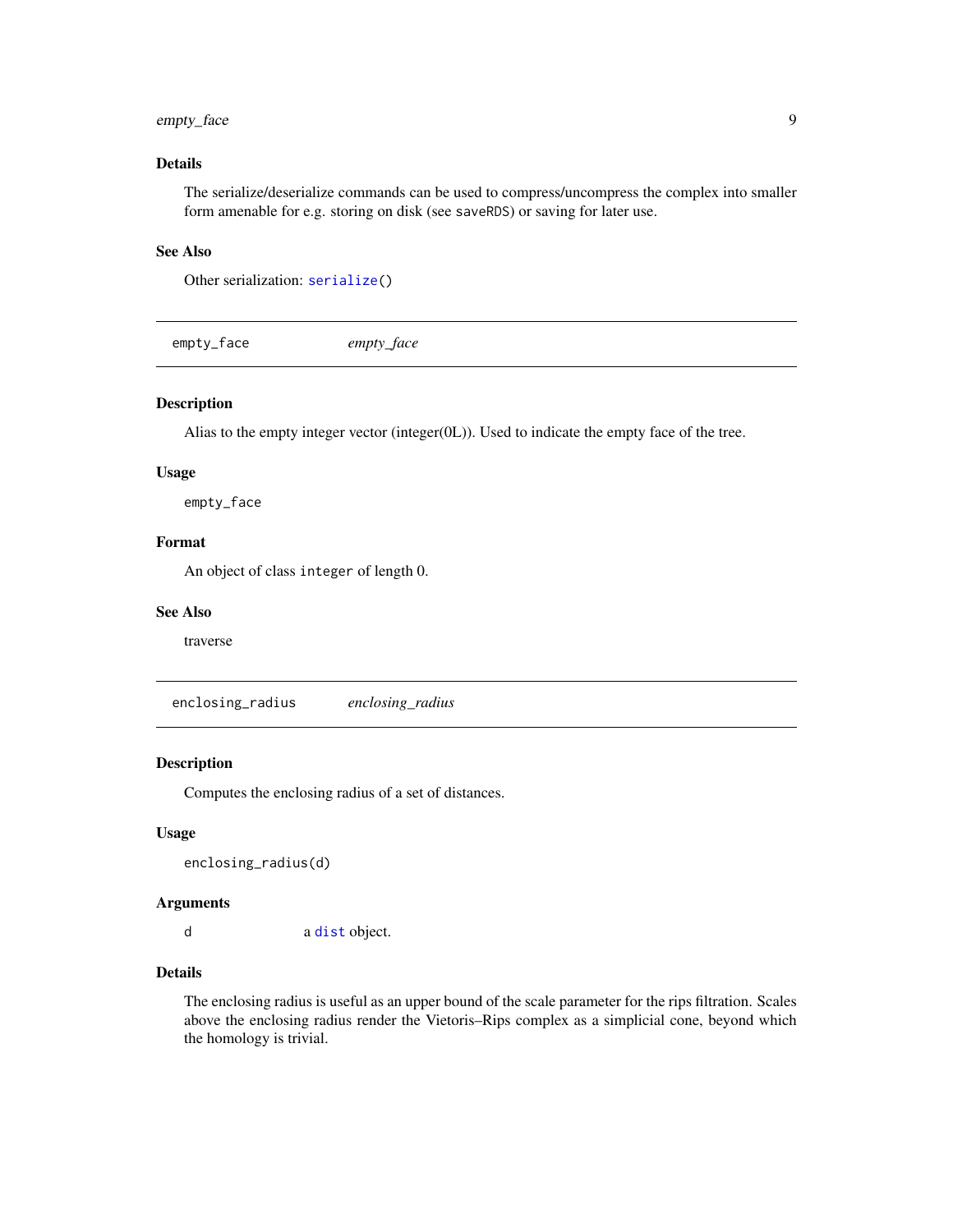## Details

The serialize/deserialize commands can be used to compress/uncompress the complex into smaller form amenable for e.g. storing on disk (see `saveRDS`) or saving for later use.

## See Also

Other serialization: `serialize()`

---

# empty_face — *empty_face*

---

## Description

Alias to the empty integer vector (integer(0L)). Used to indicate the empty face of the tree.

## Usage

```
empty_face
```

## Format

An object of class `integer` of length 0.

## See Also

traverse

---

# enclosing_radius — *enclosing_radius*

---

## Description

Computes the enclosing radius of a set of distances.

## Usage

```
enclosing_radius(d)
```

## Arguments

| | |
|---|---|
| `d` | a `dist` object. |

## Details

The enclosing radius is useful as an upper bound of the scale parameter for the rips filtration. Scales above the enclosing radius render the Vietoris–Rips complex as a simplicial cone, beyond which the homology is trivial.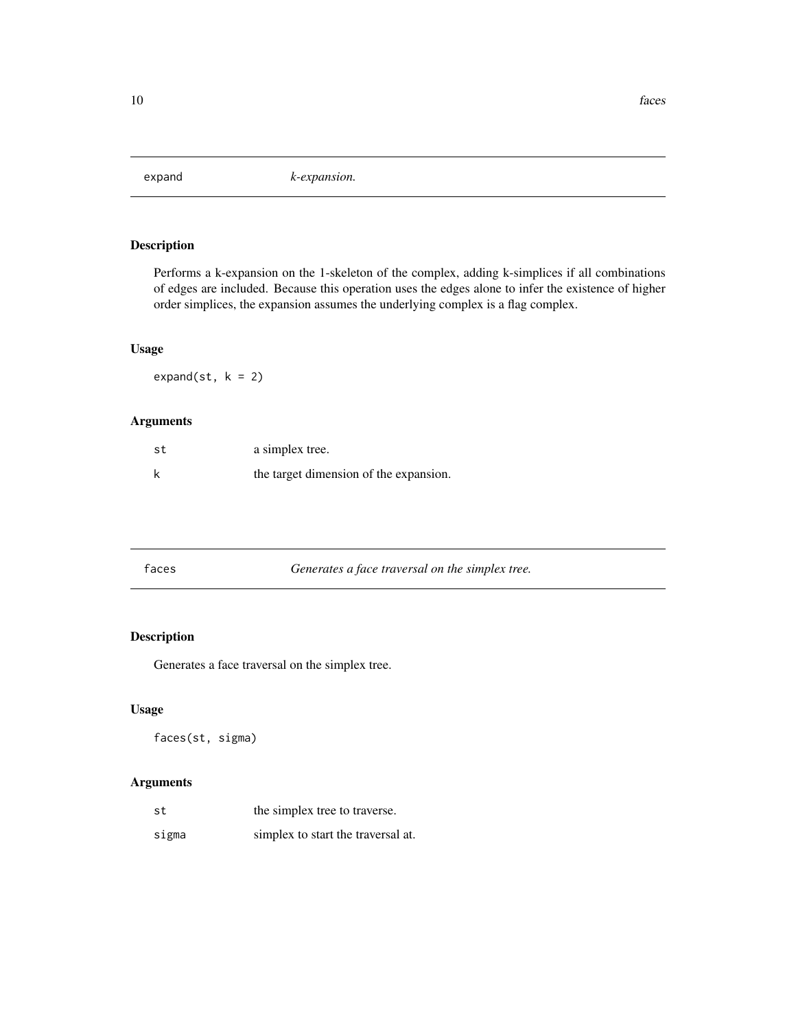## expand — *k-expansion.*

### Description

Performs a k-expansion on the 1-skeleton of the complex, adding k-simplices if all combinations of edges are included. Because this operation uses the edges alone to infer the existence of higher order simplices, the expansion assumes the underlying complex is a flag complex.

### Usage

```
expand(st, k = 2)
```

### Arguments

| | |
|---|---|
| st | a simplex tree. |
| k | the target dimension of the expansion. |

## faces — *Generates a face traversal on the simplex tree.*

### Description

Generates a face traversal on the simplex tree.

### Usage

```
faces(st, sigma)
```

### Arguments

| | |
|---|---|
| st | the simplex tree to traverse. |
| sigma | simplex to start the traversal at. |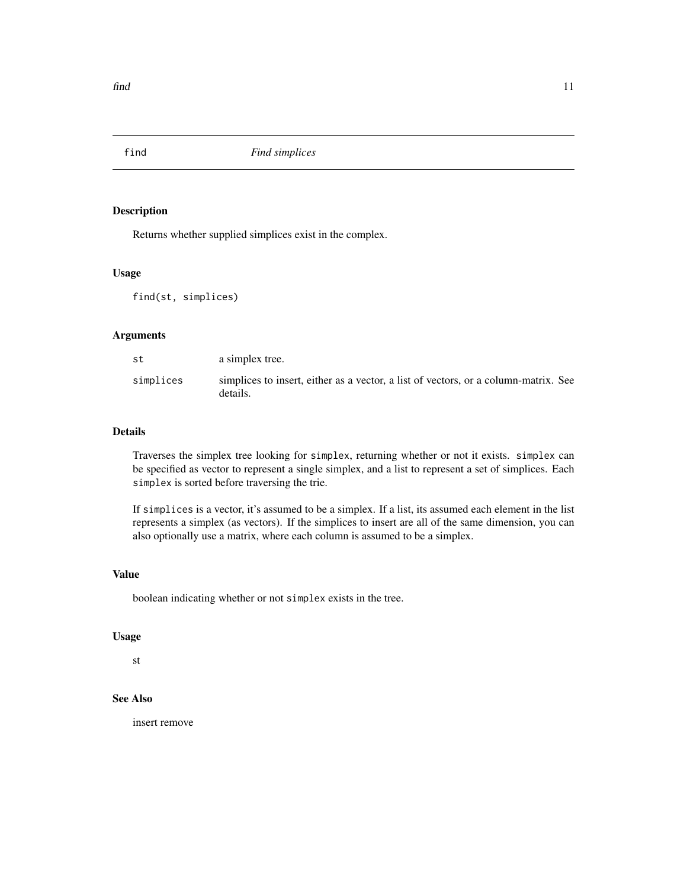## find — *Find simplices*

### Description

Returns whether supplied simplices exist in the complex.

### Usage

```
find(st, simplices)
```

### Arguments

| | |
|---|---|
| `st` | a simplex tree. |
| `simplices` | simplices to insert, either as a vector, a list of vectors, or a column-matrix. See details. |

### Details

Traverses the simplex tree looking for `simplex`, returning whether or not it exists. `simplex` can be specified as vector to represent a single simplex, and a list to represent a set of simplices. Each `simplex` is sorted before traversing the trie.

If `simplices` is a vector, it's assumed to be a simplex. If a list, its assumed each element in the list represents a simplex (as vectors). If the simplices to insert are all of the same dimension, you can also optionally use a matrix, where each column is assumed to be a simplex.

### Value

boolean indicating whether or not `simplex` exists in the tree.

### Usage

st

### See Also

insert remove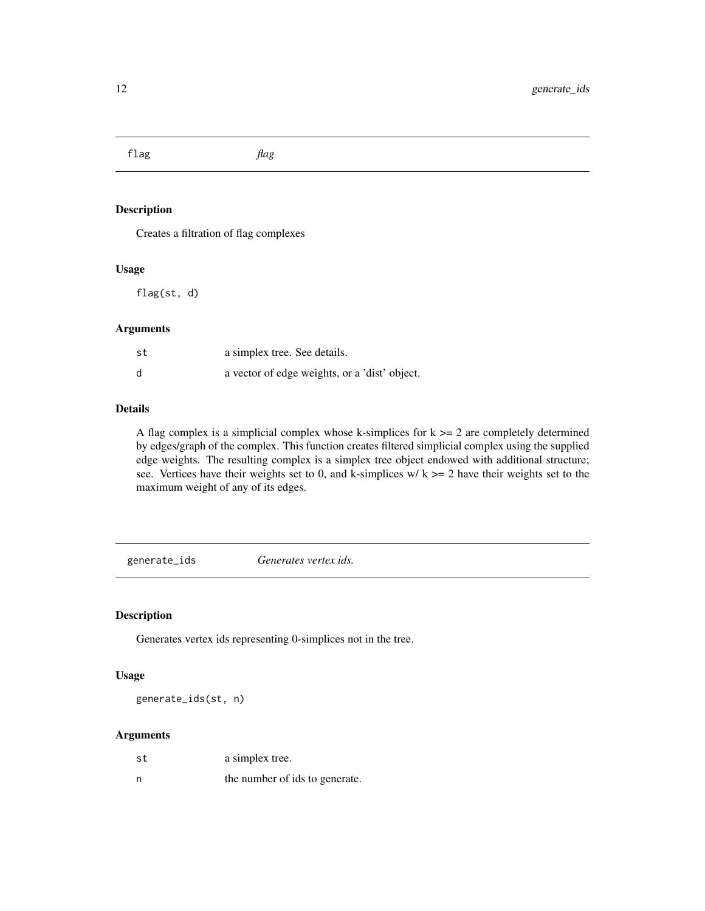## flag — *flag*

### Description

Creates a filtration of flag complexes

### Usage

```
flag(st, d)
```

### Arguments

| | |
|---|---|
| st | a simplex tree. See details. |
| d | a vector of edge weights, or a 'dist' object. |

### Details

A flag complex is a simplicial complex whose k-simplices for k >= 2 are completely determined by edges/graph of the complex. This function creates filtered simplicial complex using the supplied edge weights. The resulting complex is a simplex tree object endowed with additional structure; see. Vertices have their weights set to 0, and k-simplices w/ k >= 2 have their weights set to the maximum weight of any of its edges.

## generate_ids — *Generates vertex ids.*

### Description

Generates vertex ids representing 0-simplices not in the tree.

### Usage

```
generate_ids(st, n)
```

### Arguments

| | |
|---|---|
| st | a simplex tree. |
| n | the number of ids to generate. |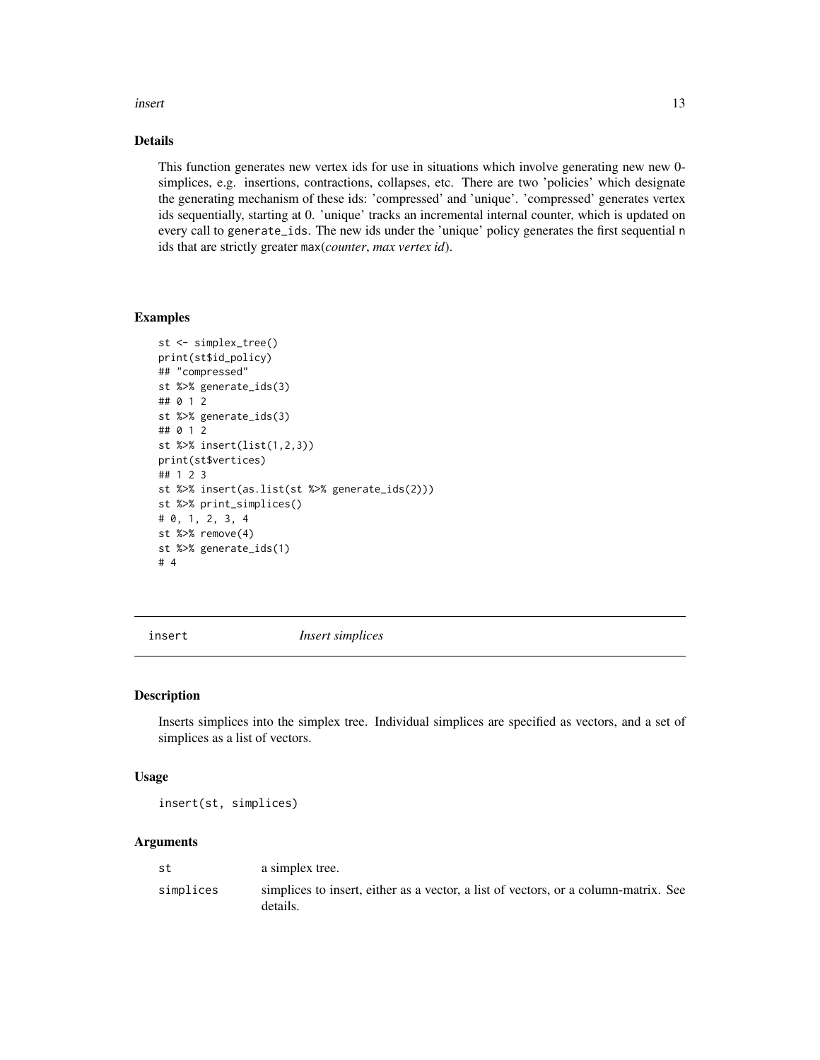## Details

This function generates new vertex ids for use in situations which involve generating new new 0-simplices, e.g. insertions, contractions, collapses, etc. There are two 'policies' which designate the generating mechanism of these ids: 'compressed' and 'unique'. 'compressed' generates vertex ids sequentially, starting at 0. 'unique' tracks an incremental internal counter, which is updated on every call to `generate_ids`. The new ids under the 'unique' policy generates the first sequential `n` ids that are strictly greater `max`(*counter*, *max vertex id*).

## Examples

```
st <- simplex_tree()
print(st$id_policy)
## "compressed"
st %>% generate_ids(3)
## 0 1 2
st %>% generate_ids(3)
## 0 1 2
st %>% insert(list(1,2,3))
print(st$vertices)
## 1 2 3
st %>% insert(as.list(st %>% generate_ids(2)))
st %>% print_simplices()
# 0, 1, 2, 3, 4
st %>% remove(4)
st %>% generate_ids(1)
# 4
```

---

# insert — *Insert simplices*

## Description

Inserts simplices into the simplex tree. Individual simplices are specified as vectors, and a set of simplices as a list of vectors.

## Usage

```
insert(st, simplices)
```

## Arguments

| | |
|---|---|
| `st` | a simplex tree. |
| `simplices` | simplices to insert, either as a vector, a list of vectors, or a column-matrix. See details. |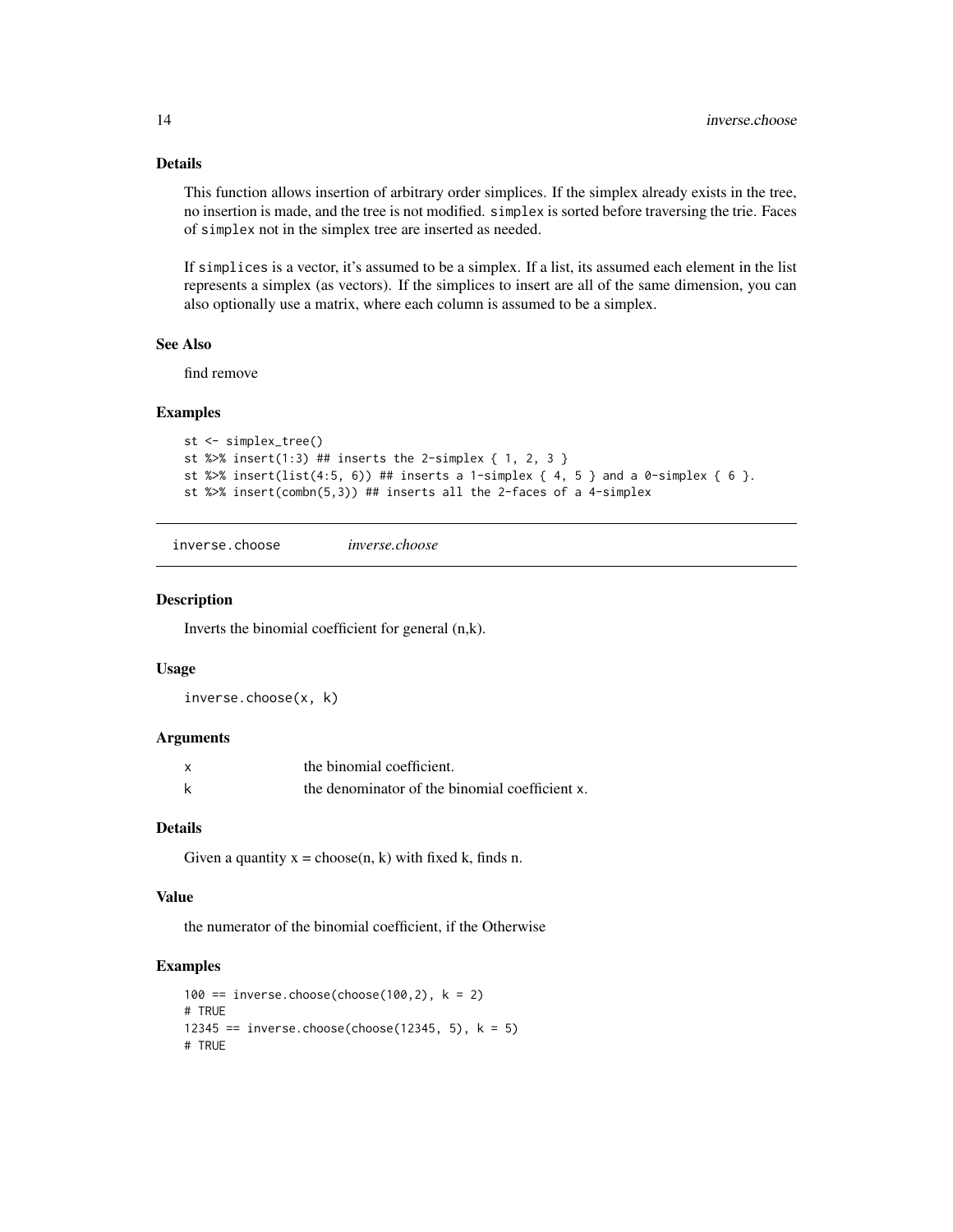### Details

This function allows insertion of arbitrary order simplices. If the simplex already exists in the tree, no insertion is made, and the tree is not modified. `simplex` is sorted before traversing the trie. Faces of `simplex` not in the simplex tree are inserted as needed.

If `simplices` is a vector, it's assumed to be a simplex. If a list, its assumed each element in the list represents a simplex (as vectors). If the simplices to insert are all of the same dimension, you can also optionally use a matrix, where each column is assumed to be a simplex.

### See Also

find remove

### Examples

```
st <- simplex_tree()
st %>% insert(1:3) ## inserts the 2-simplex { 1, 2, 3 }
st %>% insert(list(4:5, 6)) ## inserts a 1-simplex { 4, 5 } and a 0-simplex { 6 }.
st %>% insert(combn(5,3)) ## inserts all the 2-faces of a 4-simplex
```

---

## inverse.choose — *inverse.choose*

### Description

Inverts the binomial coefficient for general (n,k).

### Usage

```
inverse.choose(x, k)
```

### Arguments

| | |
|---|---|
| x | the binomial coefficient. |
| k | the denominator of the binomial coefficient x. |

### Details

Given a quantity x = choose(n, k) with fixed k, finds n.

### Value

the numerator of the binomial coefficient, if the Otherwise

### Examples

```
100 == inverse.choose(choose(100,2), k = 2)
# TRUE
12345 == inverse.choose(choose(12345, 5), k = 5)
# TRUE
```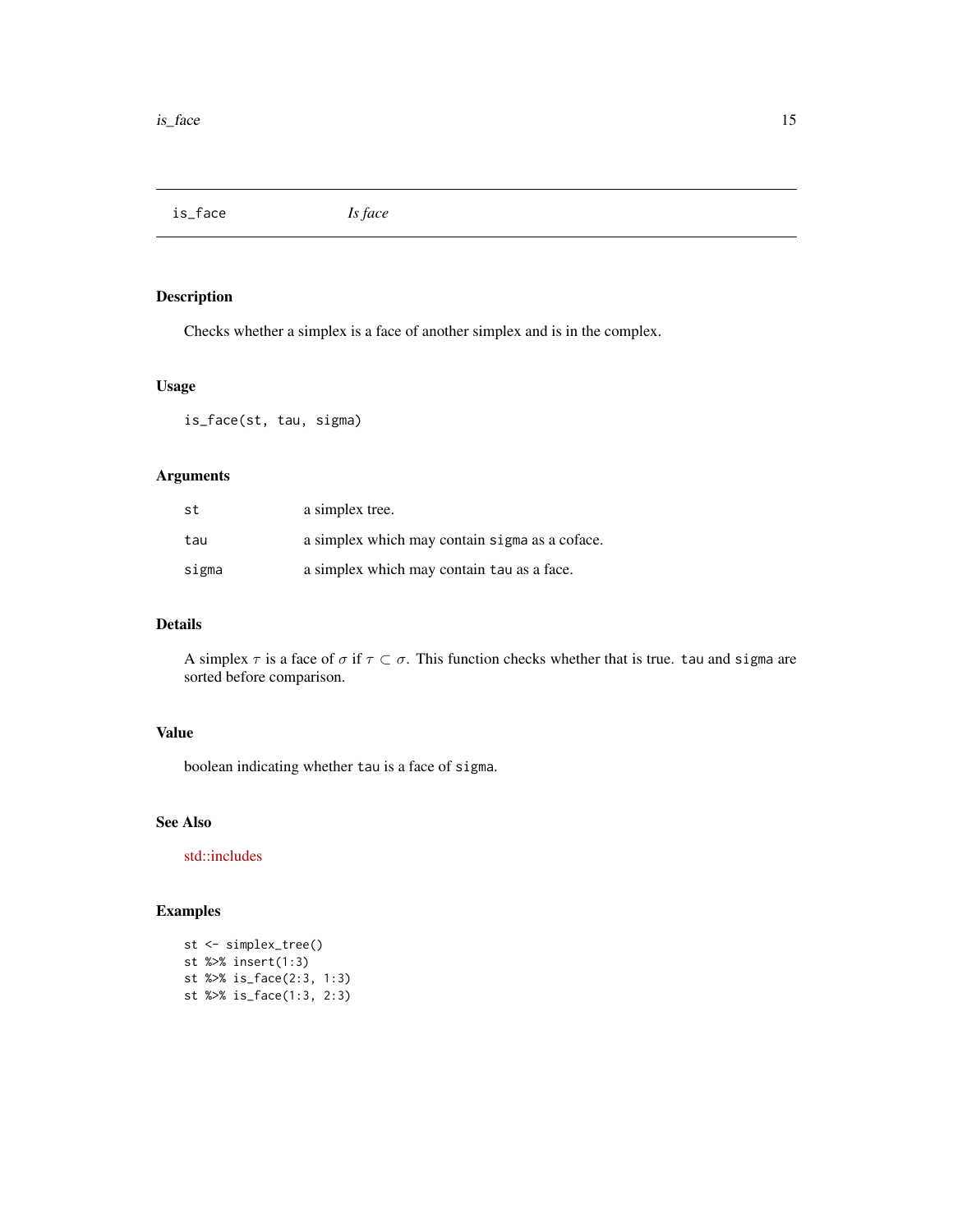## is_face — *Is face*

### Description

Checks whether a simplex is a face of another simplex and is in the complex.

### Usage

```
is_face(st, tau, sigma)
```

### Arguments

| | |
|---|---|
| st | a simplex tree. |
| tau | a simplex which may contain `sigma` as a coface. |
| sigma | a simplex which may contain `tau` as a face. |

### Details

A simplex $\tau$ is a face of $\sigma$ if $\tau \subset \sigma$. This function checks whether that is true. `tau` and `sigma` are sorted before comparison.

### Value

boolean indicating whether `tau` is a face of `sigma`.

### See Also

std::includes

### Examples

```
st <- simplex_tree()
st %>% insert(1:3)
st %>% is_face(2:3, 1:3)
st %>% is_face(1:3, 2:3)
```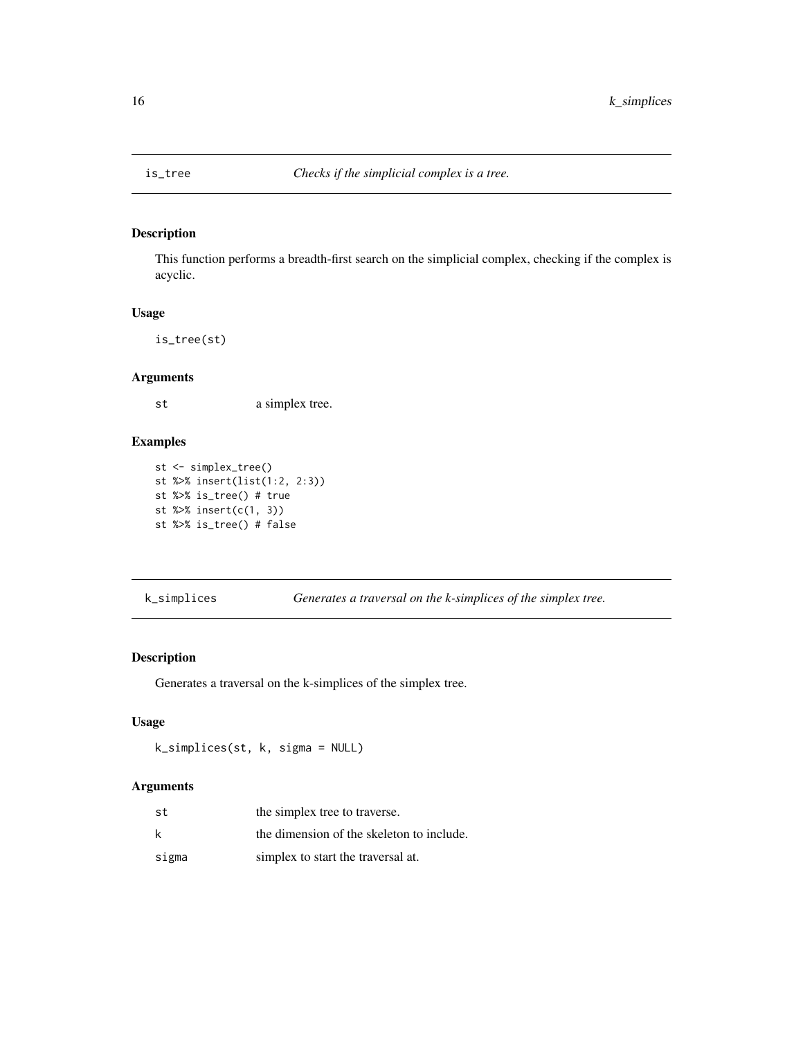## is_tree — *Checks if the simplicial complex is a tree.*

### Description

This function performs a breadth-first search on the simplicial complex, checking if the complex is acyclic.

### Usage

```
is_tree(st)
```

### Arguments

| | |
|---|---|
| st | a simplex tree. |

### Examples

```
st <- simplex_tree()
st %>% insert(list(1:2, 2:3))
st %>% is_tree() # true
st %>% insert(c(1, 3))
st %>% is_tree() # false
```

## k_simplices — *Generates a traversal on the k-simplices of the simplex tree.*

### Description

Generates a traversal on the k-simplices of the simplex tree.

### Usage

```
k_simplices(st, k, sigma = NULL)
```

### Arguments

| | |
|---|---|
| st | the simplex tree to traverse. |
| k | the dimension of the skeleton to include. |
| sigma | simplex to start the traversal at. |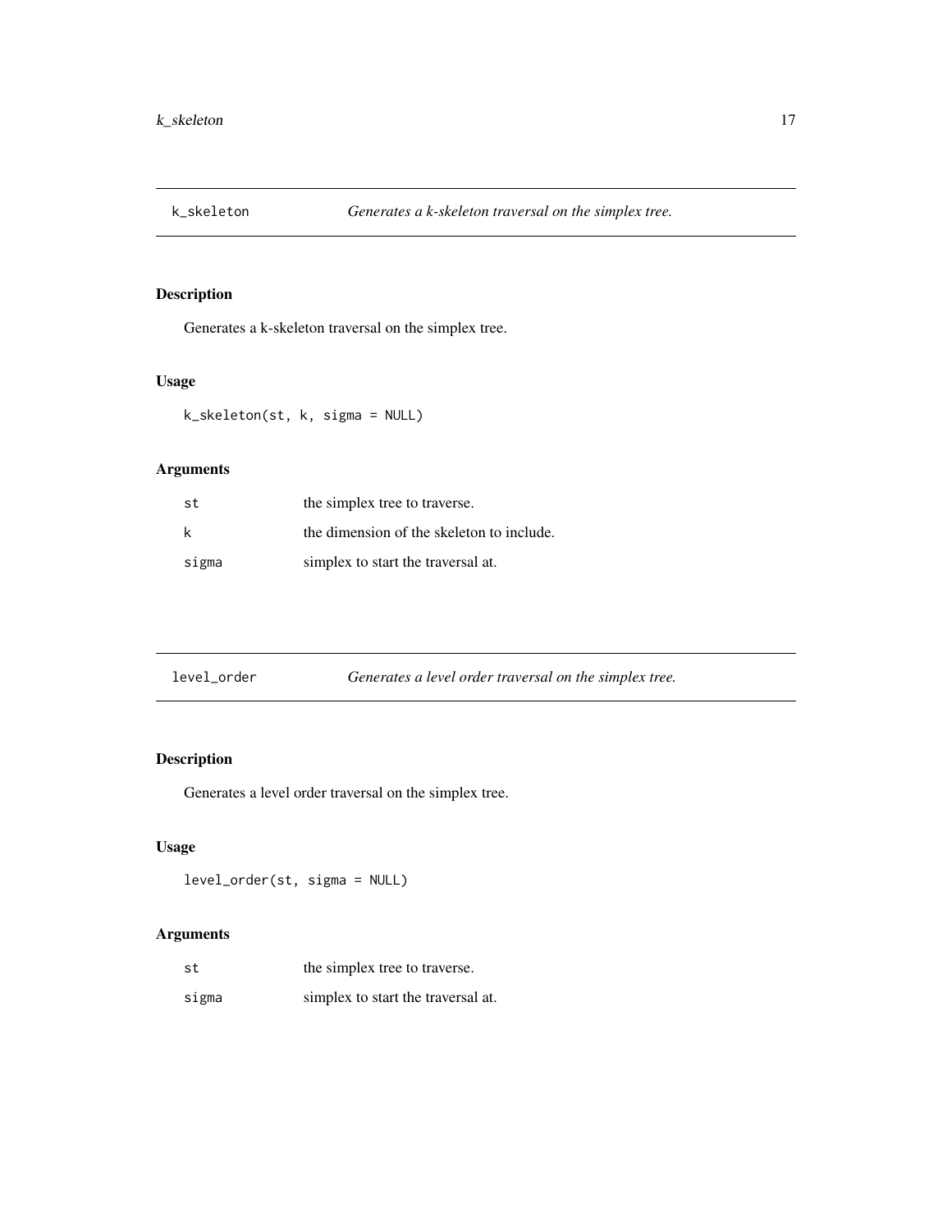## k_skeleton — *Generates a k-skeleton traversal on the simplex tree.*

### Description

Generates a k-skeleton traversal on the simplex tree.

### Usage

```
k_skeleton(st, k, sigma = NULL)
```

### Arguments

| | |
|---|---|
| st | the simplex tree to traverse. |
| k | the dimension of the skeleton to include. |
| sigma | simplex to start the traversal at. |

## level_order — *Generates a level order traversal on the simplex tree.*

### Description

Generates a level order traversal on the simplex tree.

### Usage

```
level_order(st, sigma = NULL)
```

### Arguments

| | |
|---|---|
| st | the simplex tree to traverse. |
| sigma | simplex to start the traversal at. |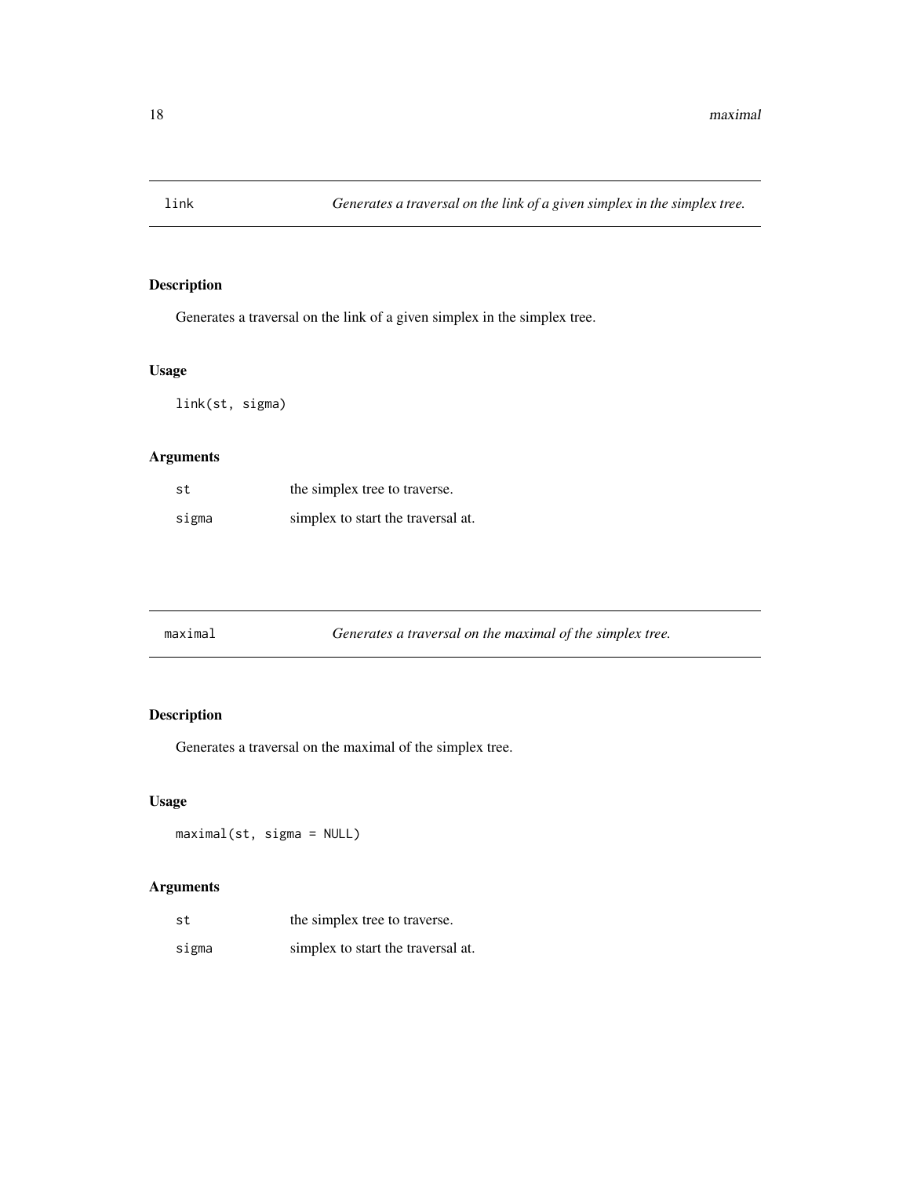## link — *Generates a traversal on the link of a given simplex in the simplex tree.*

### Description

Generates a traversal on the link of a given simplex in the simplex tree.

### Usage

```
link(st, sigma)
```

### Arguments

| | |
|---|---|
| st | the simplex tree to traverse. |
| sigma | simplex to start the traversal at. |

## maximal — *Generates a traversal on the maximal of the simplex tree.*

### Description

Generates a traversal on the maximal of the simplex tree.

### Usage

```
maximal(st, sigma = NULL)
```

### Arguments

| | |
|---|---|
| st | the simplex tree to traverse. |
| sigma | simplex to start the traversal at. |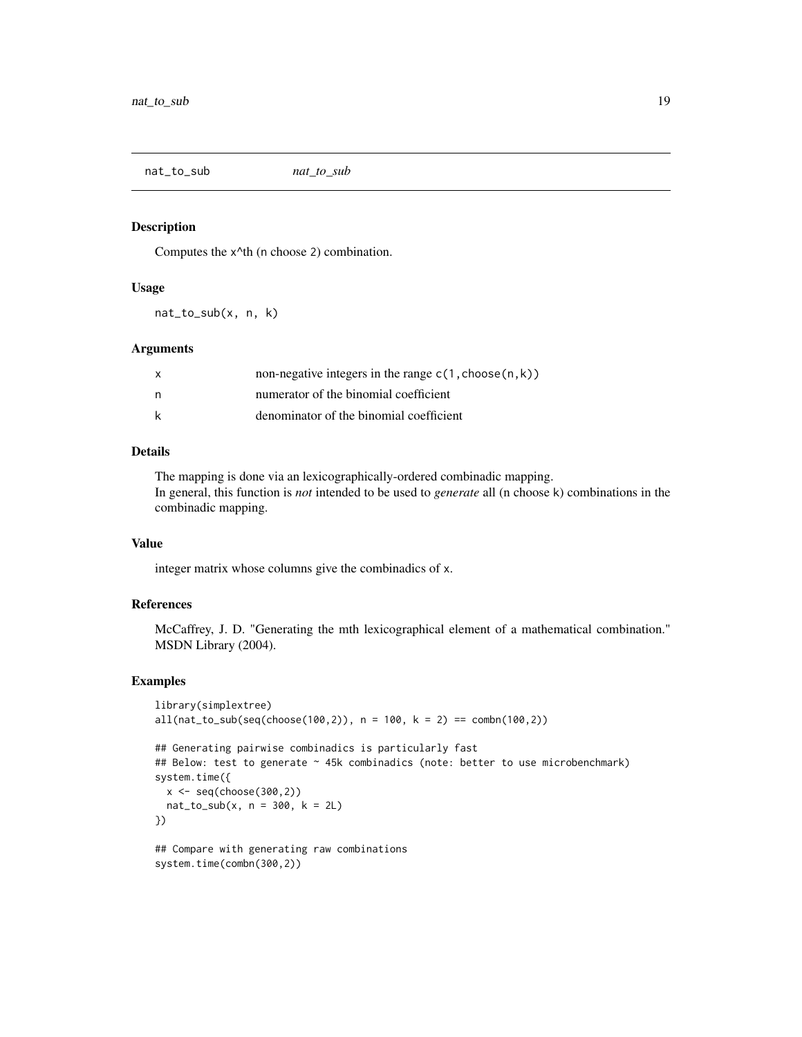# nat_to_sub

## Description

Computes the x^th (n choose 2) combination.

## Usage

```
nat_to_sub(x, n, k)
```

## Arguments

| | |
|---|---|
| x | non-negative integers in the range `c(1,choose(n,k))` |
| n | numerator of the binomial coefficient |
| k | denominator of the binomial coefficient |

## Details

The mapping is done via an lexicographically-ordered combinadic mapping.
In general, this function is *not* intended to be used to *generate* all (n choose k) combinations in the combinadic mapping.

## Value

integer matrix whose columns give the combinadics of x.

## References

McCaffrey, J. D. "Generating the mth lexicographical element of a mathematical combination." MSDN Library (2004).

## Examples

```
library(simplextree)
all(nat_to_sub(seq(choose(100,2)), n = 100, k = 2) == combn(100,2))

## Generating pairwise combinadics is particularly fast
## Below: test to generate ~ 45k combinadics (note: better to use microbenchmark)
system.time({
  x <- seq(choose(300,2))
  nat_to_sub(x, n = 300, k = 2L)
})

## Compare with generating raw combinations
system.time(combn(300,2))
```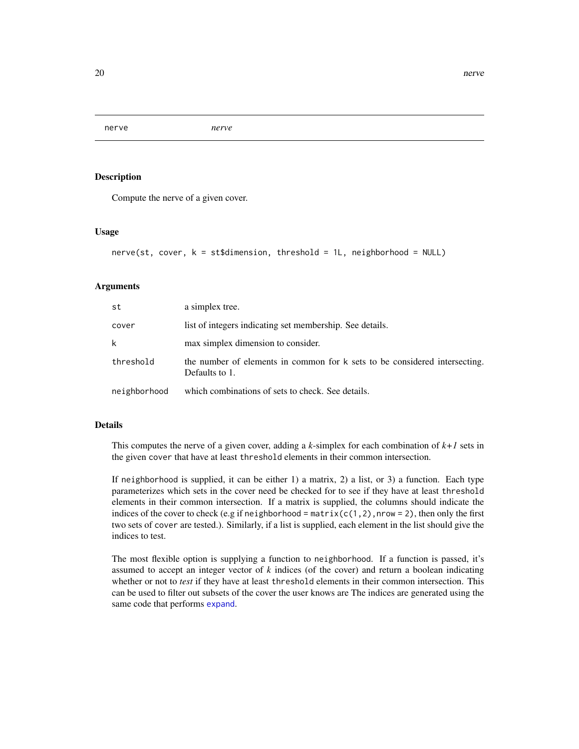# nerve

*nerve*

## Description

Compute the nerve of a given cover.

## Usage

```
nerve(st, cover, k = st$dimension, threshold = 1L, neighborhood = NULL)
```

## Arguments

| | |
|---|---|
| st | a simplex tree. |
| cover | list of integers indicating set membership. See details. |
| k | max simplex dimension to consider. |
| threshold | the number of elements in common for k sets to be considered intersecting. Defaults to 1. |
| neighborhood | which combinations of sets to check. See details. |

## Details

This computes the nerve of a given cover, adding a $k$-simplex for each combination of $k+1$ sets in the given `cover` that have at least `threshold` elements in their common intersection.

If `neighborhood` is supplied, it can be either 1) a matrix, 2) a list, or 3) a function. Each type parameterizes which sets in the cover need be checked for to see if they have at least `threshold` elements in their common intersection. If a matrix is supplied, the columns should indicate the indices of the cover to check (e.g if `neighborhood = matrix(c(1,2),nrow = 2)`, then only the first two sets of `cover` are tested.). Similarly, if a list is supplied, each element in the list should give the indices to test.

The most flexible option is supplying a function to `neighborhood`. If a function is passed, it's assumed to accept an integer vector of $k$ indices (of the cover) and return a boolean indicating whether or not to *test* if they have at least `threshold` elements in their common intersection. This can be used to filter out subsets of the cover the user knows are The indices are generated using the same code that performs `expand`.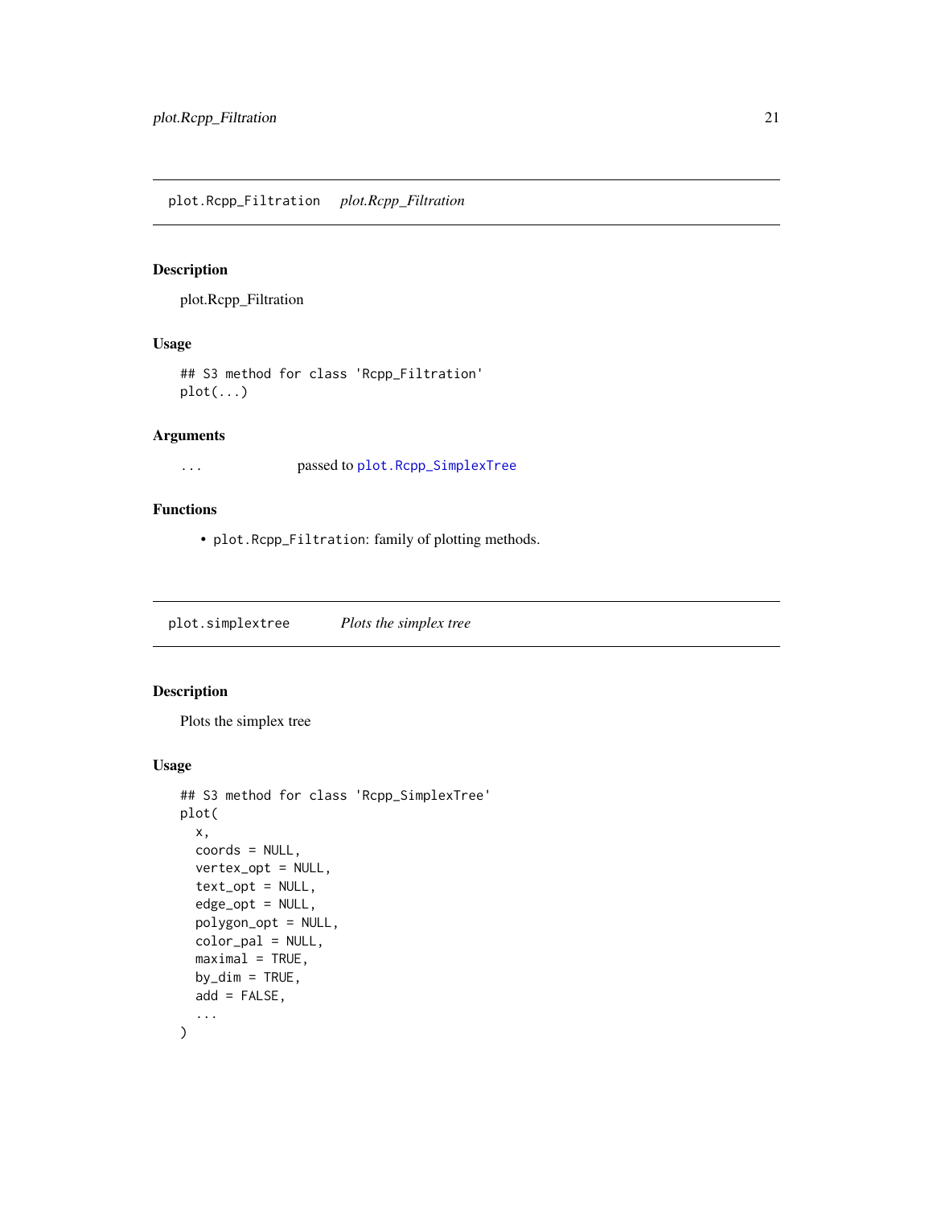## plot.Rcpp_Filtration    *plot.Rcpp_Filtration*

### Description

plot.Rcpp_Filtration

### Usage

```
## S3 method for class 'Rcpp_Filtration'
plot(...)
```

### Arguments

| | |
|---|---|
| ... | passed to plot.Rcpp_SimplexTree |

### Functions

- `plot.Rcpp_Filtration`: family of plotting methods.

## plot.simplextree    *Plots the simplex tree*

### Description

Plots the simplex tree

### Usage

```
## S3 method for class 'Rcpp_SimplexTree'
plot(
  x,
  coords = NULL,
  vertex_opt = NULL,
  text_opt = NULL,
  edge_opt = NULL,
  polygon_opt = NULL,
  color_pal = NULL,
  maximal = TRUE,
  by_dim = TRUE,
  add = FALSE,
  ...
)
```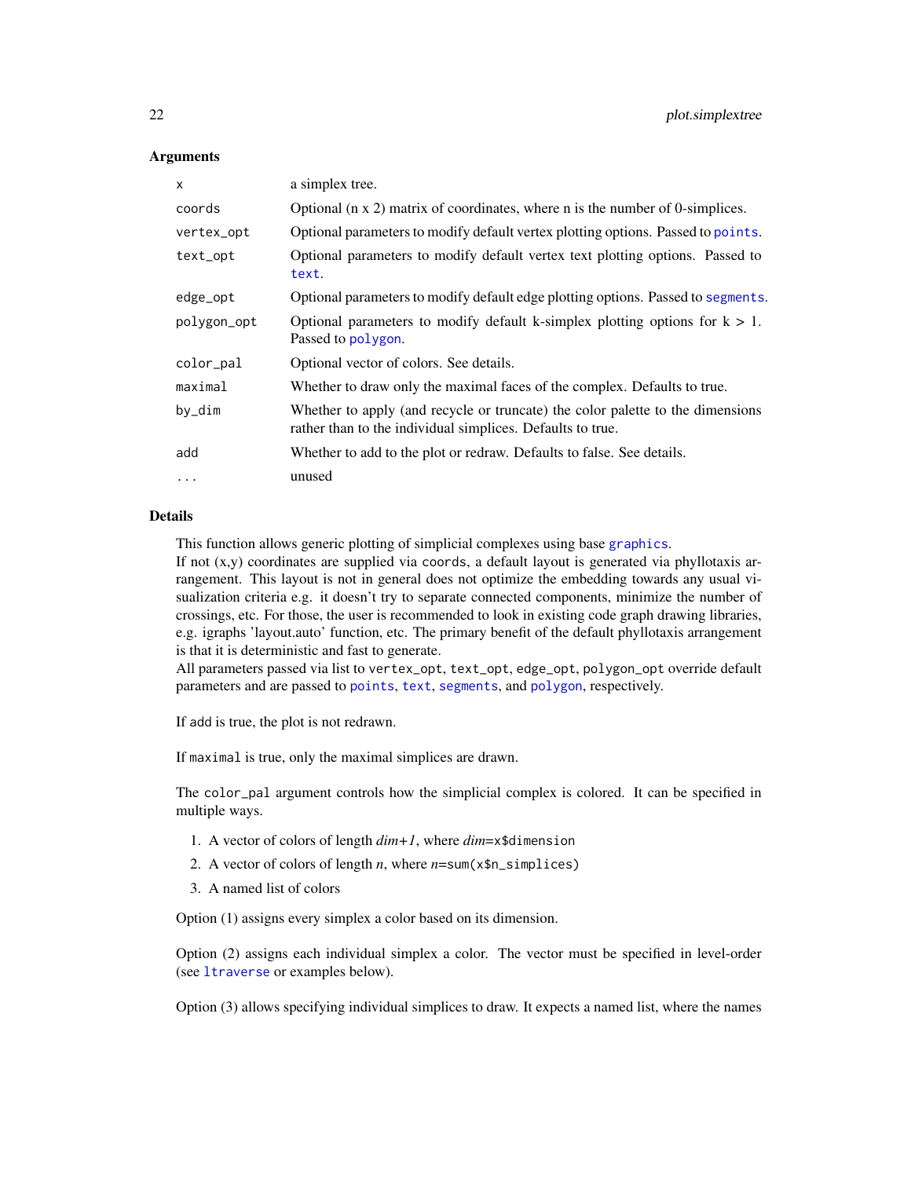### Arguments

| | |
|---|---|
| x | a simplex tree. |
| coords | Optional (n x 2) matrix of coordinates, where n is the number of 0-simplices. |
| vertex_opt | Optional parameters to modify default vertex plotting options. Passed to points. |
| text_opt | Optional parameters to modify default vertex text plotting options. Passed to text. |
| edge_opt | Optional parameters to modify default edge plotting options. Passed to segments. |
| polygon_opt | Optional parameters to modify default k-simplex plotting options for k > 1. Passed to polygon. |
| color_pal | Optional vector of colors. See details. |
| maximal | Whether to draw only the maximal faces of the complex. Defaults to true. |
| by_dim | Whether to apply (and recycle or truncate) the color palette to the dimensions rather than to the individual simplices. Defaults to true. |
| add | Whether to add to the plot or redraw. Defaults to false. See details. |
| ... | unused |

### Details

This function allows generic plotting of simplicial complexes using base graphics.
If not (x,y) coordinates are supplied via coords, a default layout is generated via phyllotaxis arrangement. This layout is not in general does not optimize the embedding towards any usual visualization criteria e.g. it doesn't try to separate connected components, minimize the number of crossings, etc. For those, the user is recommended to look in existing code graph drawing libraries, e.g. igraphs 'layout.auto' function, etc. The primary benefit of the default phyllotaxis arrangement is that it is deterministic and fast to generate.
All parameters passed via list to vertex_opt, text_opt, edge_opt, polygon_opt override default parameters and are passed to points, text, segments, and polygon, respectively.

If add is true, the plot is not redrawn.

If maximal is true, only the maximal simplices are drawn.

The color_pal argument controls how the simplicial complex is colored. It can be specified in multiple ways.

1. A vector of colors of length *dim+1*, where *dim*=x$dimension
2. A vector of colors of length *n*, where *n*=sum(x$n_simplices)
3. A named list of colors

Option (1) assigns every simplex a color based on its dimension.

Option (2) assigns each individual simplex a color. The vector must be specified in level-order (see ltraverse or examples below).

Option (3) allows specifying individual simplices to draw. It expects a named list, where the names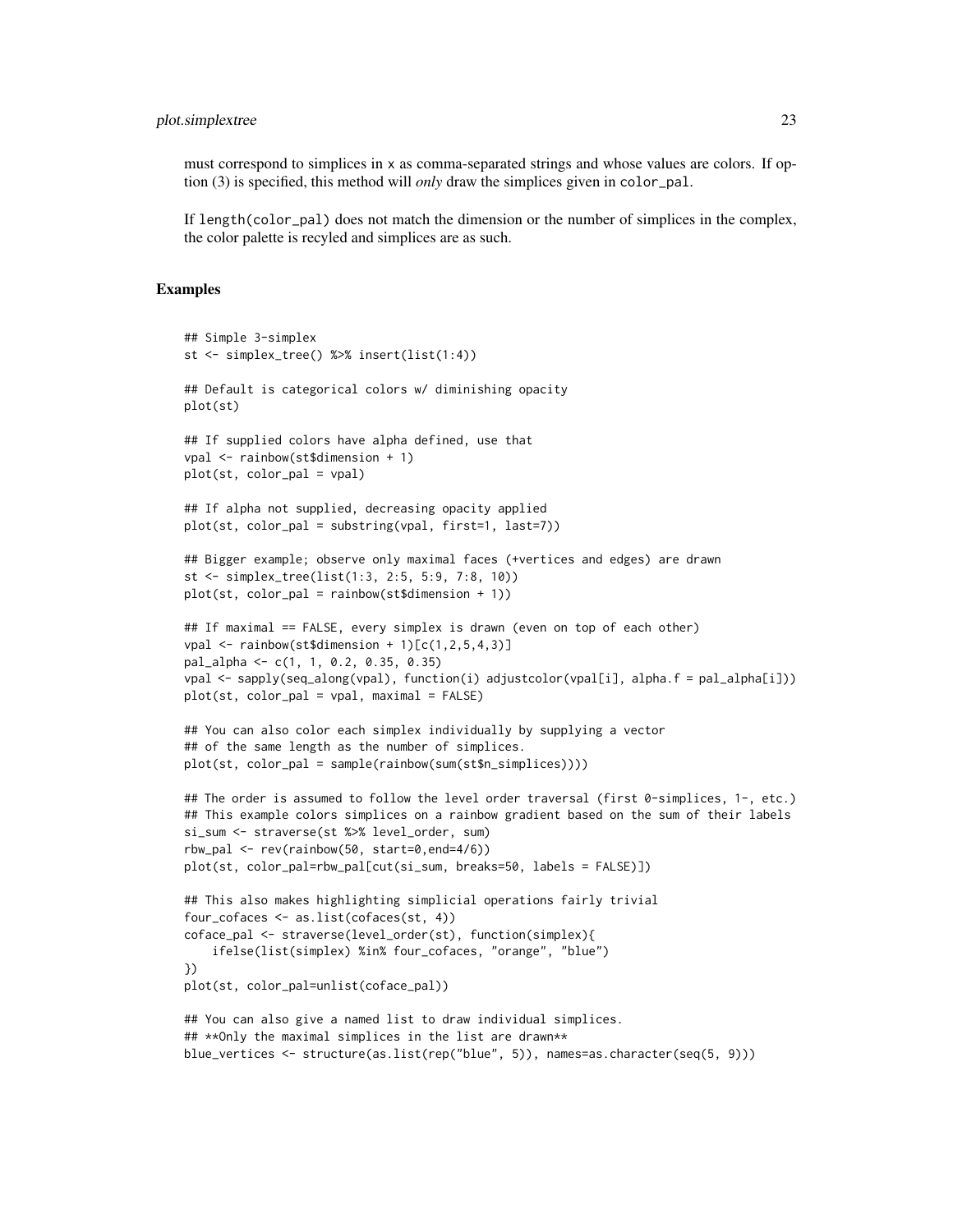must correspond to simplices in x as comma-separated strings and whose values are colors. If option (3) is specified, this method will *only* draw the simplices given in `color_pal`.

If `length(color_pal)` does not match the dimension or the number of simplices in the complex, the color palette is recyled and simplices are as such.

## Examples

```
## Simple 3-simplex
st <- simplex_tree() %>% insert(list(1:4))

## Default is categorical colors w/ diminishing opacity
plot(st)

## If supplied colors have alpha defined, use that
vpal <- rainbow(st$dimension + 1)
plot(st, color_pal = vpal)

## If alpha not supplied, decreasing opacity applied
plot(st, color_pal = substring(vpal, first=1, last=7))

## Bigger example; observe only maximal faces (+vertices and edges) are drawn
st <- simplex_tree(list(1:3, 2:5, 5:9, 7:8, 10))
plot(st, color_pal = rainbow(st$dimension + 1))

## If maximal == FALSE, every simplex is drawn (even on top of each other)
vpal <- rainbow(st$dimension + 1)[c(1,2,5,4,3)]
pal_alpha <- c(1, 1, 0.2, 0.35, 0.35)
vpal <- sapply(seq_along(vpal), function(i) adjustcolor(vpal[i], alpha.f = pal_alpha[i]))
plot(st, color_pal = vpal, maximal = FALSE)

## You can also color each simplex individually by supplying a vector
## of the same length as the number of simplices.
plot(st, color_pal = sample(rainbow(sum(st$n_simplices))))

## The order is assumed to follow the level order traversal (first 0-simplices, 1-, etc.)
## This example colors simplices on a rainbow gradient based on the sum of their labels
si_sum <- straverse(st %>% level_order, sum)
rbw_pal <- rev(rainbow(50, start=0,end=4/6))
plot(st, color_pal=rbw_pal[cut(si_sum, breaks=50, labels = FALSE)])

## This also makes highlighting simplicial operations fairly trivial
four_cofaces <- as.list(cofaces(st, 4))
coface_pal <- straverse(level_order(st), function(simplex){
    ifelse(list(simplex) %in% four_cofaces, "orange", "blue")
})
plot(st, color_pal=unlist(coface_pal))

## You can also give a named list to draw individual simplices.
## **Only the maximal simplices in the list are drawn**
blue_vertices <- structure(as.list(rep("blue", 5)), names=as.character(seq(5, 9)))
```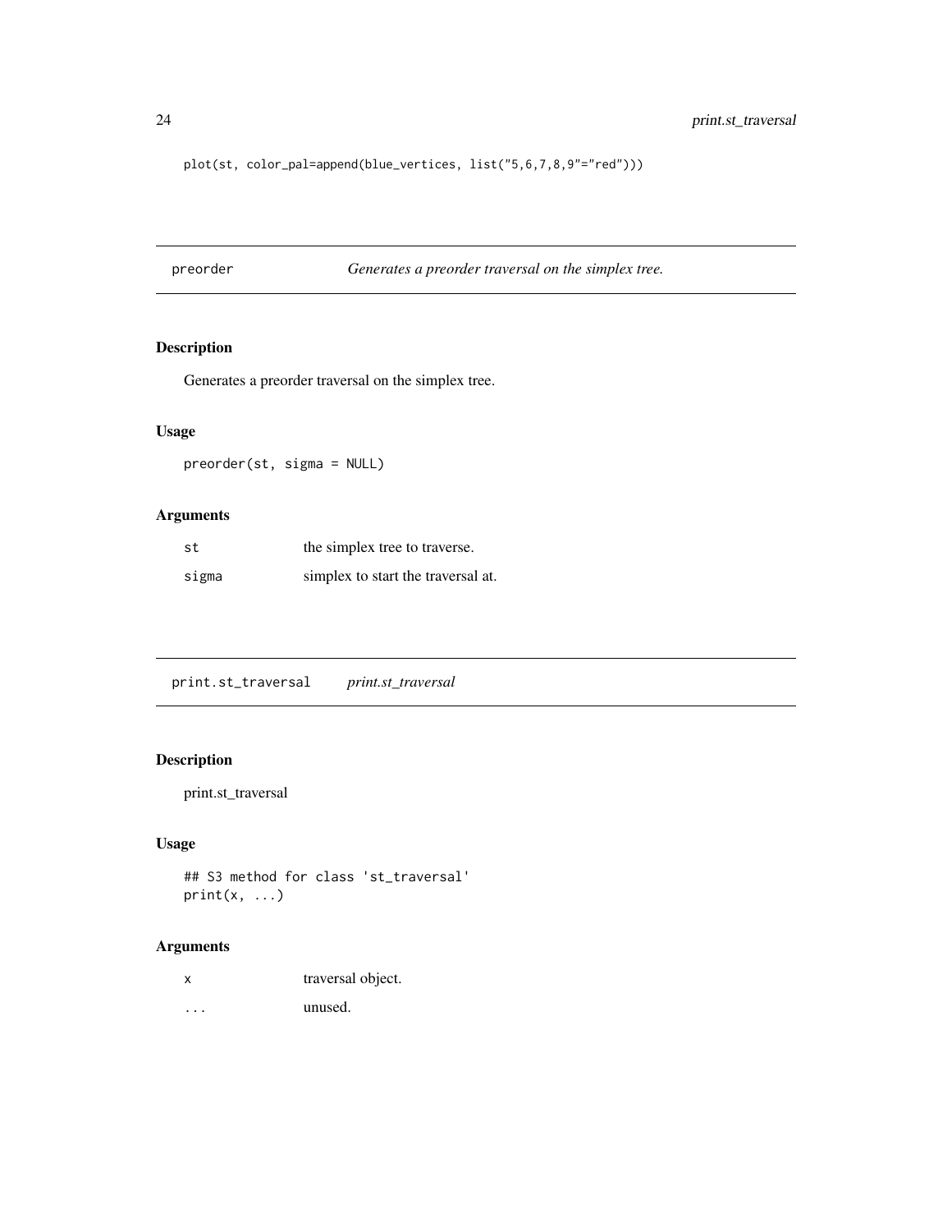```
plot(st, color_pal=append(blue_vertices, list("5,6,7,8,9"="red")))
```

## preorder — *Generates a preorder traversal on the simplex tree.*

### Description

Generates a preorder traversal on the simplex tree.

### Usage

```
preorder(st, sigma = NULL)
```

### Arguments

| | |
|---|---|
| `st` | the simplex tree to traverse. |
| `sigma` | simplex to start the traversal at. |

## print.st_traversal — *print.st_traversal*

### Description

print.st_traversal

### Usage

```
## S3 method for class 'st_traversal'
print(x, ...)
```

### Arguments

| | |
|---|---|
| `x` | traversal object. |
| `...` | unused. |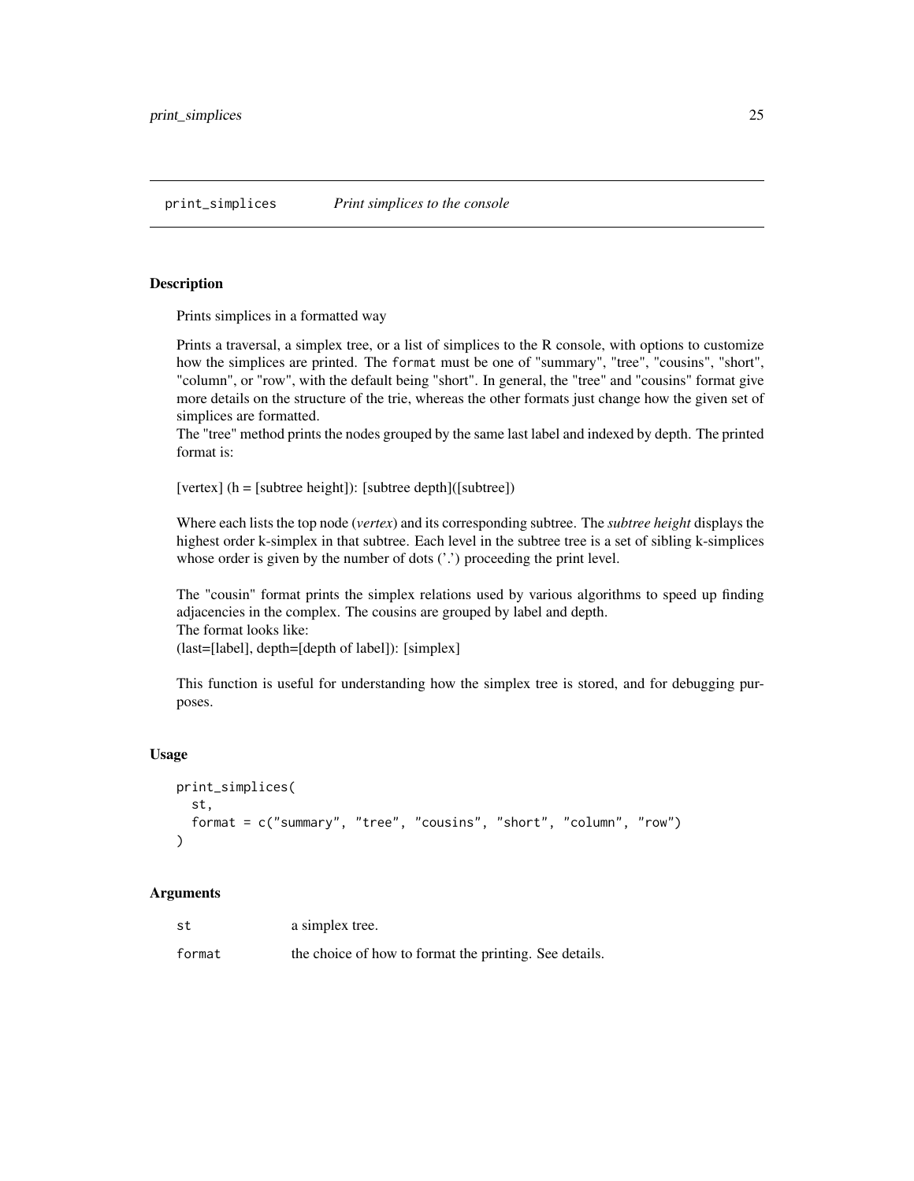## print_simplices — *Print simplices to the console*

### Description

Prints simplices in a formatted way

Prints a traversal, a simplex tree, or a list of simplices to the R console, with options to customize how the simplices are printed. The `format` must be one of "summary", "tree", "cousins", "short", "column", or "row", with the default being "short". In general, the "tree" and "cousins" format give more details on the structure of the trie, whereas the other formats just change how the given set of simplices are formatted.
The "tree" method prints the nodes grouped by the same last label and indexed by depth. The printed format is:

[vertex] (h = [subtree height]): [subtree depth]([subtree])

Where each lists the top node (*vertex*) and its corresponding subtree. The *subtree height* displays the highest order k-simplex in that subtree. Each level in the subtree tree is a set of sibling k-simplices whose order is given by the number of dots ('.') proceeding the print level.

The "cousin" format prints the simplex relations used by various algorithms to speed up finding adjacencies in the complex. The cousins are grouped by label and depth.
The format looks like:
(last=[label], depth=[depth of label]): [simplex]

This function is useful for understanding how the simplex tree is stored, and for debugging purposes.

### Usage

```
print_simplices(
  st,
  format = c("summary", "tree", "cousins", "short", "column", "row")
)
```

### Arguments

| | |
|---|---|
| `st` | a simplex tree. |
| `format` | the choice of how to format the printing. See details. |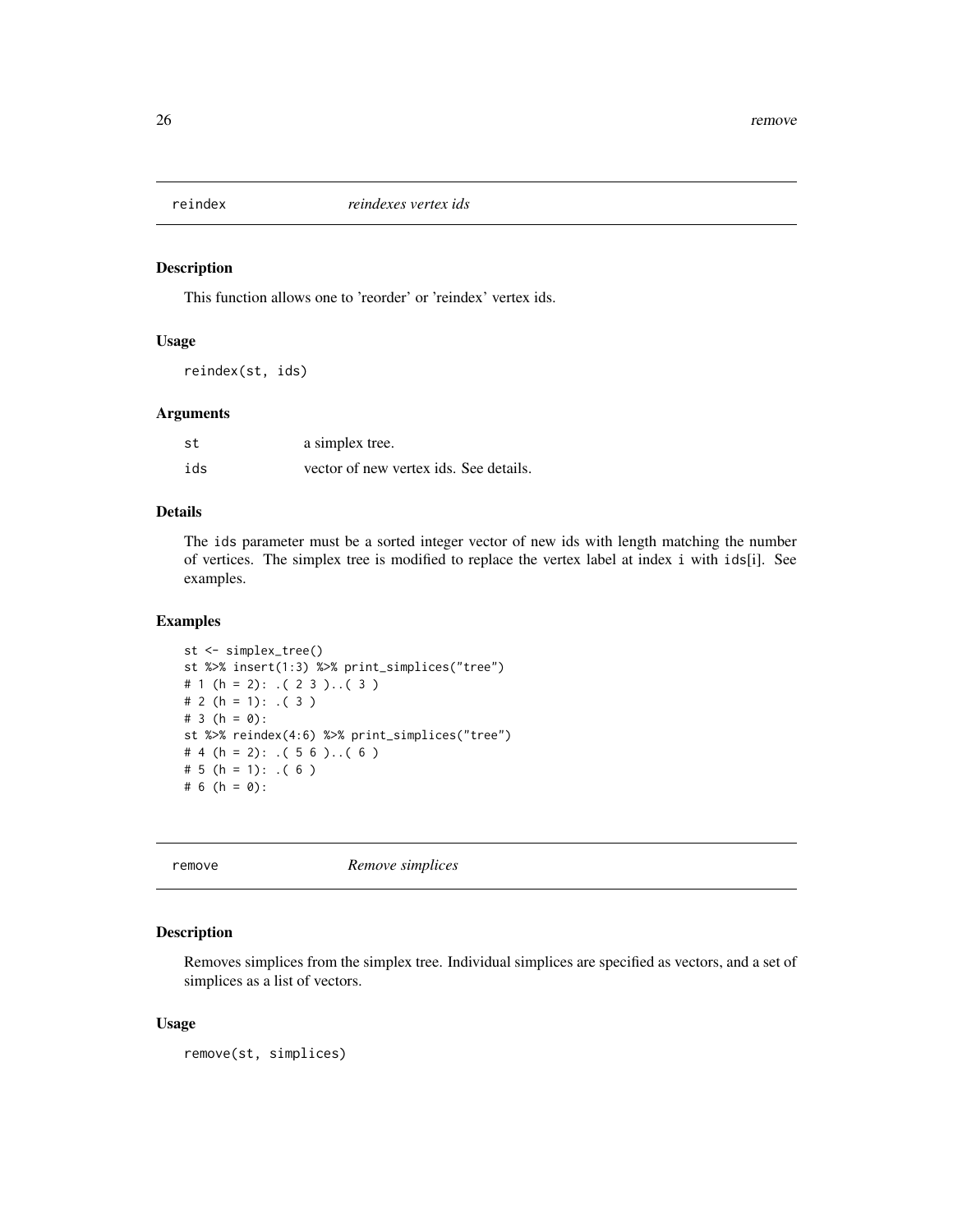## reindex — *reindexes vertex ids*

### Description

This function allows one to 'reorder' or 'reindex' vertex ids.

### Usage

```
reindex(st, ids)
```

### Arguments

| | |
|---|---|
| st | a simplex tree. |
| ids | vector of new vertex ids. See details. |

### Details

The `ids` parameter must be a sorted integer vector of new ids with length matching the number of vertices. The simplex tree is modified to replace the vertex label at index `i` with `ids[i]`. See examples.

### Examples

```
st <- simplex_tree()
st %>% insert(1:3) %>% print_simplices("tree")
# 1 (h = 2): .( 2 3 )..( 3 )
# 2 (h = 1): .( 3 )
# 3 (h = 0):
st %>% reindex(4:6) %>% print_simplices("tree")
# 4 (h = 2): .( 5 6 )..( 6 )
# 5 (h = 1): .( 6 )
# 6 (h = 0):
```

## remove — *Remove simplices*

### Description

Removes simplices from the simplex tree. Individual simplices are specified as vectors, and a set of simplices as a list of vectors.

### Usage

```
remove(st, simplices)
```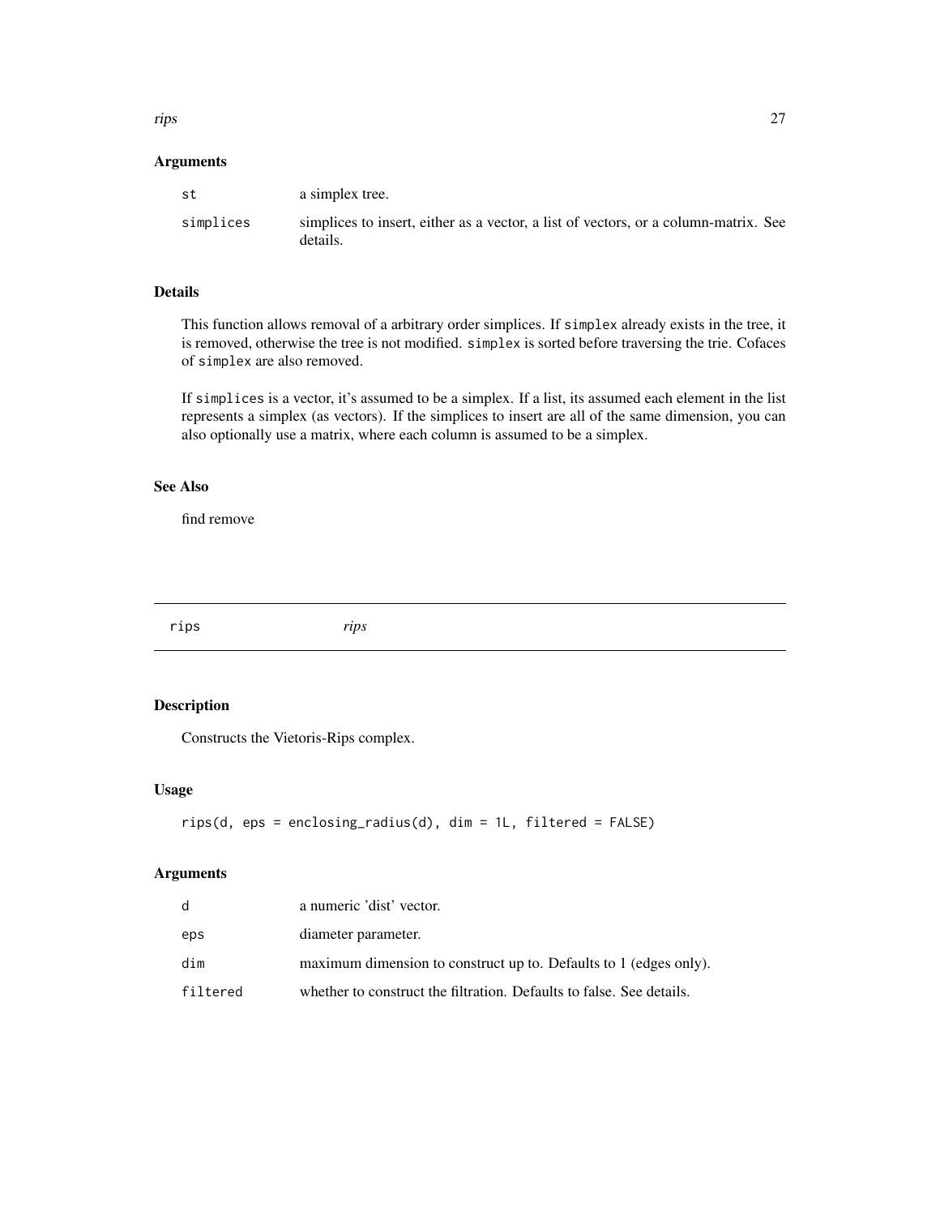### Arguments

| | |
|---|---|
| st | a simplex tree. |
| simplices | simplices to insert, either as a vector, a list of vectors, or a column-matrix. See details. |

### Details

This function allows removal of a arbitrary order simplices. If `simplex` already exists in the tree, it is removed, otherwise the tree is not modified. `simplex` is sorted before traversing the trie. Cofaces of `simplex` are also removed.

If `simplices` is a vector, it's assumed to be a simplex. If a list, its assumed each element in the list represents a simplex (as vectors). If the simplices to insert are all of the same dimension, you can also optionally use a matrix, where each column is assumed to be a simplex.

### See Also

find remove

---

## rips *rips*

---

### Description

Constructs the Vietoris-Rips complex.

### Usage

```
rips(d, eps = enclosing_radius(d), dim = 1L, filtered = FALSE)
```

### Arguments

| | |
|---|---|
| d | a numeric 'dist' vector. |
| eps | diameter parameter. |
| dim | maximum dimension to construct up to. Defaults to 1 (edges only). |
| filtered | whether to construct the filtration. Defaults to false. See details. |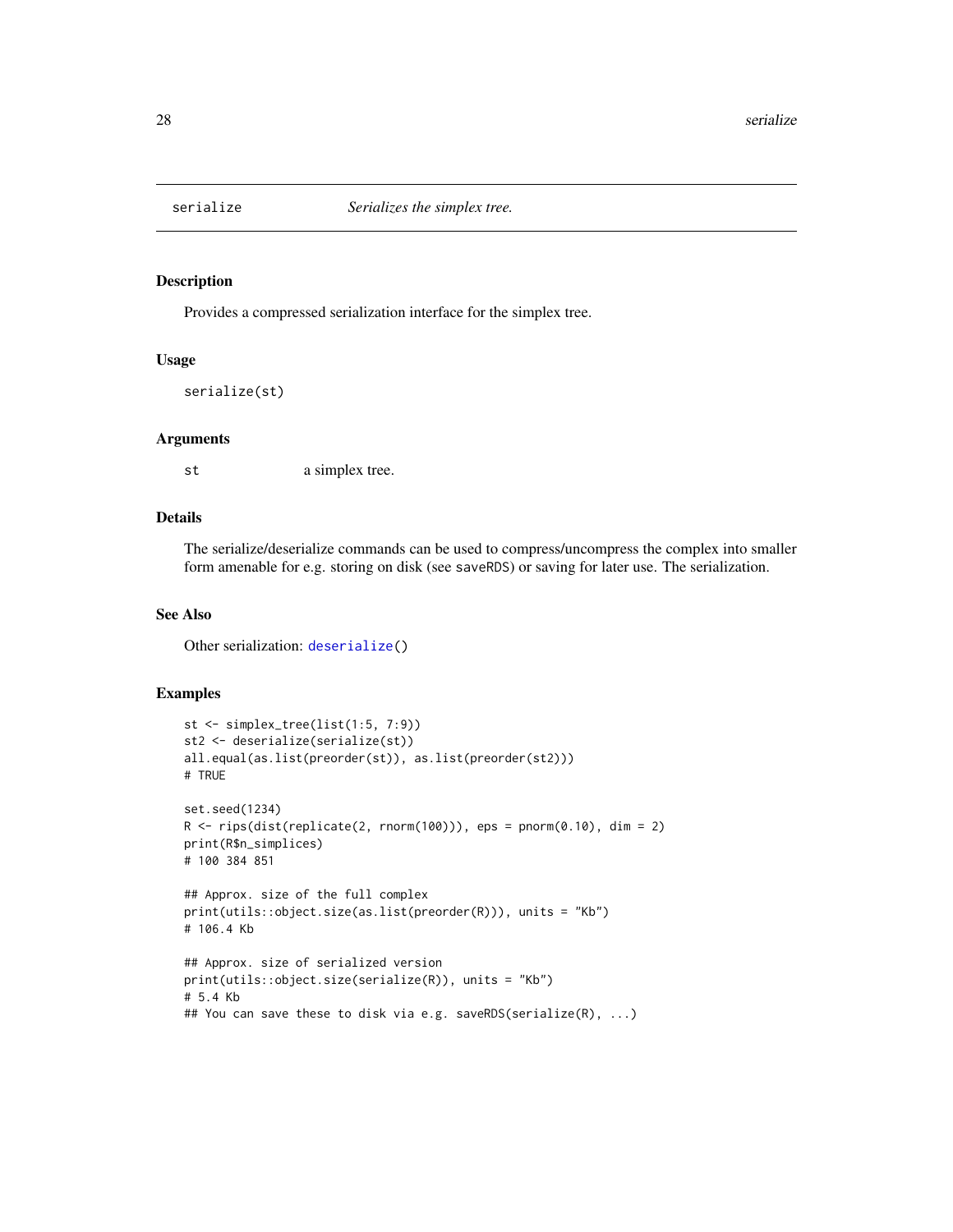## serialize — *Serializes the simplex tree.*

### Description

Provides a compressed serialization interface for the simplex tree.

### Usage

```
serialize(st)
```

### Arguments

| | |
|---|---|
| st | a simplex tree. |

### Details

The serialize/deserialize commands can be used to compress/uncompress the complex into smaller form amenable for e.g. storing on disk (see `saveRDS`) or saving for later use. The serialization.

### See Also

Other serialization: `deserialize()`

### Examples

```
st <- simplex_tree(list(1:5, 7:9))
st2 <- deserialize(serialize(st))
all.equal(as.list(preorder(st)), as.list(preorder(st2)))
# TRUE

set.seed(1234)
R <- rips(dist(replicate(2, rnorm(100))), eps = pnorm(0.10), dim = 2)
print(R$n_simplices)
# 100 384 851

## Approx. size of the full complex
print(utils::object.size(as.list(preorder(R))), units = "Kb")
# 106.4 Kb

## Approx. size of serialized version
print(utils::object.size(serialize(R)), units = "Kb")
# 5.4 Kb
## You can save these to disk via e.g. saveRDS(serialize(R), ...)
```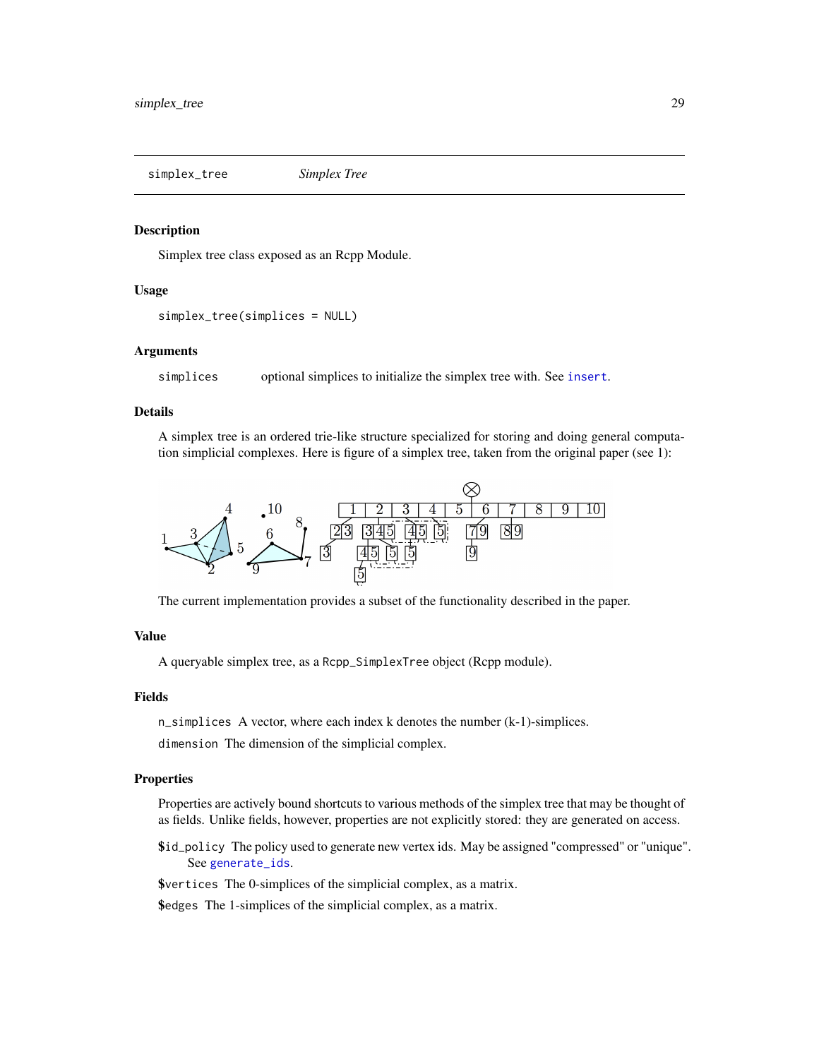simplex_tree *Simplex Tree*

### Description

Simplex tree class exposed as an Rcpp Module.

### Usage

```
simplex_tree(simplices = NULL)
```

### Arguments

simplices optional simplices to initialize the simplex tree with. See `insert`.

### Details

A simplex tree is an ordered trie-like structure specialized for storing and doing general computation simplicial complexes. Here is figure of a simplex tree, taken from the original paper (see 1):

The current implementation provides a subset of the functionality described in the paper.

### Value

A queryable simplex tree, as a `Rcpp_SimplexTree` object (Rcpp module).

### Fields

`n_simplices` A vector, where each index k denotes the number (k-1)-simplices.

`dimension` The dimension of the simplicial complex.

### Properties

Properties are actively bound shortcuts to various methods of the simplex tree that may be thought of as fields. Unlike fields, however, properties are not explicitly stored: they are generated on access.

`$id_policy` The policy used to generate new vertex ids. May be assigned "compressed" or "unique". See `generate_ids`.

`$vertices` The 0-simplices of the simplicial complex, as a matrix.

`$edges` The 1-simplices of the simplicial complex, as a matrix.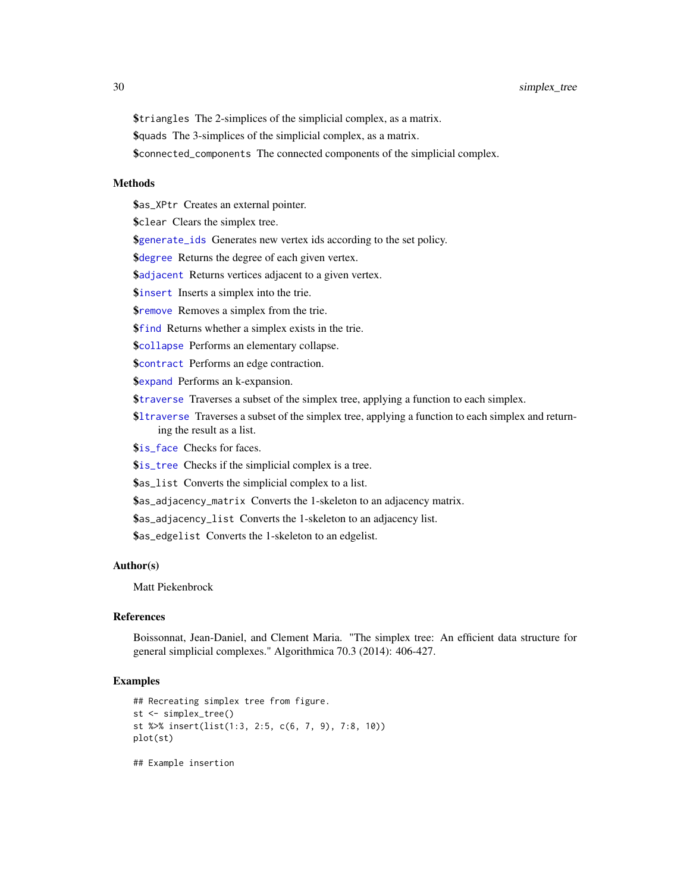`$triangles` The 2-simplices of the simplicial complex, as a matrix.

`$quads` The 3-simplices of the simplicial complex, as a matrix.

`$connected_components` The connected components of the simplicial complex.

### Methods

`$as_XPtr` Creates an external pointer.

`$clear` Clears the simplex tree.

`$generate_ids` Generates new vertex ids according to the set policy.

`$degree` Returns the degree of each given vertex.

`$adjacent` Returns vertices adjacent to a given vertex.

`$insert` Inserts a simplex into the trie.

`$remove` Removes a simplex from the trie.

`$find` Returns whether a simplex exists in the trie.

`$collapse` Performs an elementary collapse.

`$contract` Performs an edge contraction.

`$expand` Performs an k-expansion.

`$traverse` Traverses a subset of the simplex tree, applying a function to each simplex.

`$ltraverse` Traverses a subset of the simplex tree, applying a function to each simplex and returning the result as a list.

`$is_face` Checks for faces.

`$is_tree` Checks if the simplicial complex is a tree.

`$as_list` Converts the simplicial complex to a list.

`$as_adjacency_matrix` Converts the 1-skeleton to an adjacency matrix.

`$as_adjacency_list` Converts the 1-skeleton to an adjacency list.

`$as_edgelist` Converts the 1-skeleton to an edgelist.

### Author(s)

Matt Piekenbrock

### References

Boissonnat, Jean-Daniel, and Clement Maria. "The simplex tree: An efficient data structure for general simplicial complexes." Algorithmica 70.3 (2014): 406-427.

### Examples

```
## Recreating simplex tree from figure.
st <- simplex_tree()
st %>% insert(list(1:3, 2:5, c(6, 7, 9), 7:8, 10))
plot(st)

## Example insertion
```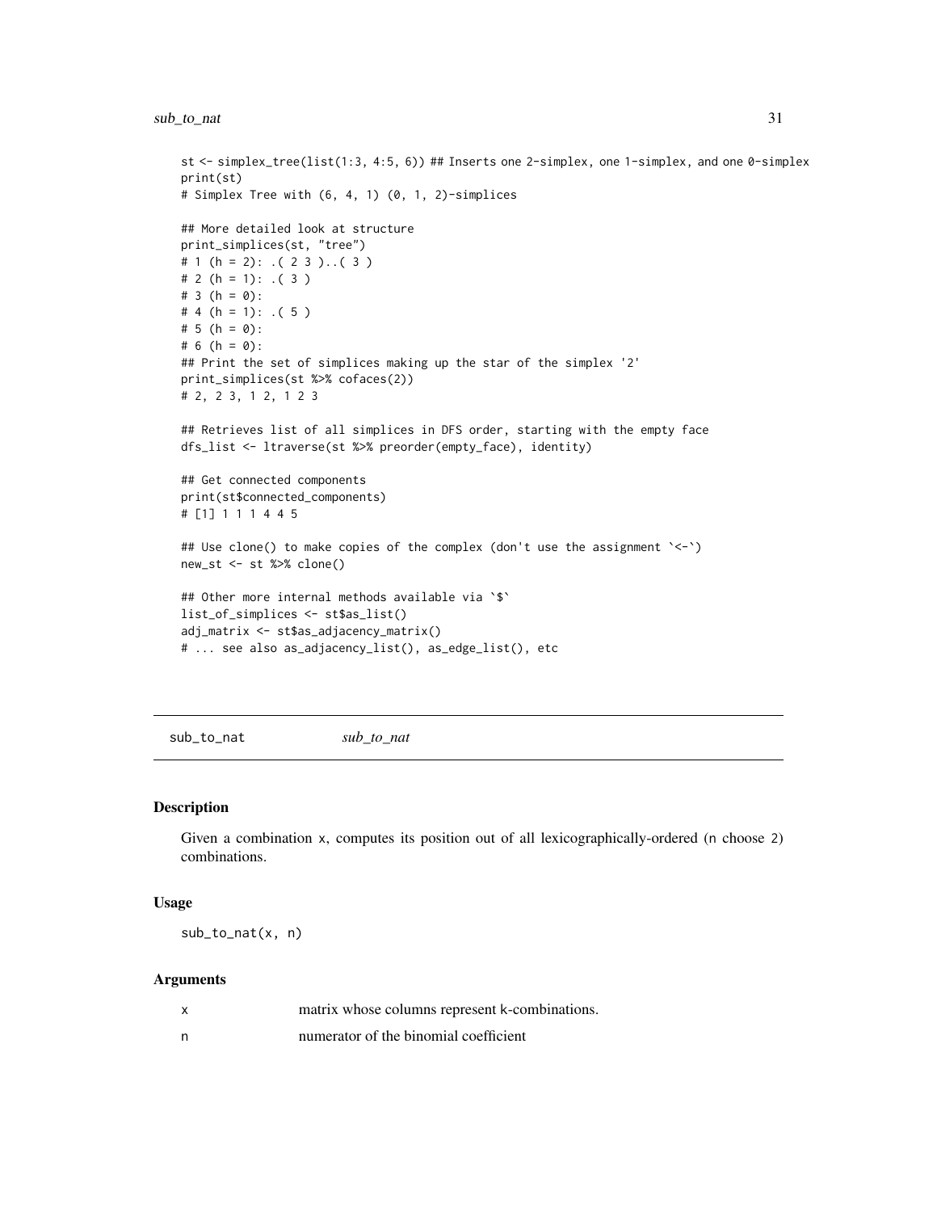```
st <- simplex_tree(list(1:3, 4:5, 6)) ## Inserts one 2-simplex, one 1-simplex, and one 0-simplex
print(st)
# Simplex Tree with (6, 4, 1) (0, 1, 2)-simplices

## More detailed look at structure
print_simplices(st, "tree")
# 1 (h = 2): .( 2 3 )..( 3 )
# 2 (h = 1): .( 3 )
# 3 (h = 0):
# 4 (h = 1): .( 5 )
# 5 (h = 0):
# 6 (h = 0):
## Print the set of simplices making up the star of the simplex '2'
print_simplices(st %>% cofaces(2))
# 2, 2 3, 1 2, 1 2 3

## Retrieves list of all simplices in DFS order, starting with the empty face
dfs_list <- ltraverse(st %>% preorder(empty_face), identity)

## Get connected components
print(st$connected_components)
# [1] 1 1 1 4 4 5

## Use clone() to make copies of the complex (don't use the assignment `<-`)
new_st <- st %>% clone()

## Other more internal methods available via `$`
list_of_simplices <- st$as_list()
adj_matrix <- st$as_adjacency_matrix()
# ... see also as_adjacency_list(), as_edge_list(), etc
```

---

## sub_to_nat *sub_to_nat*

### Description

Given a combination x, computes its position out of all lexicographically-ordered (n choose 2) combinations.

### Usage

```
sub_to_nat(x, n)
```

### Arguments

| | |
|---|---|
| x | matrix whose columns represent k-combinations. |
| n | numerator of the binomial coefficient |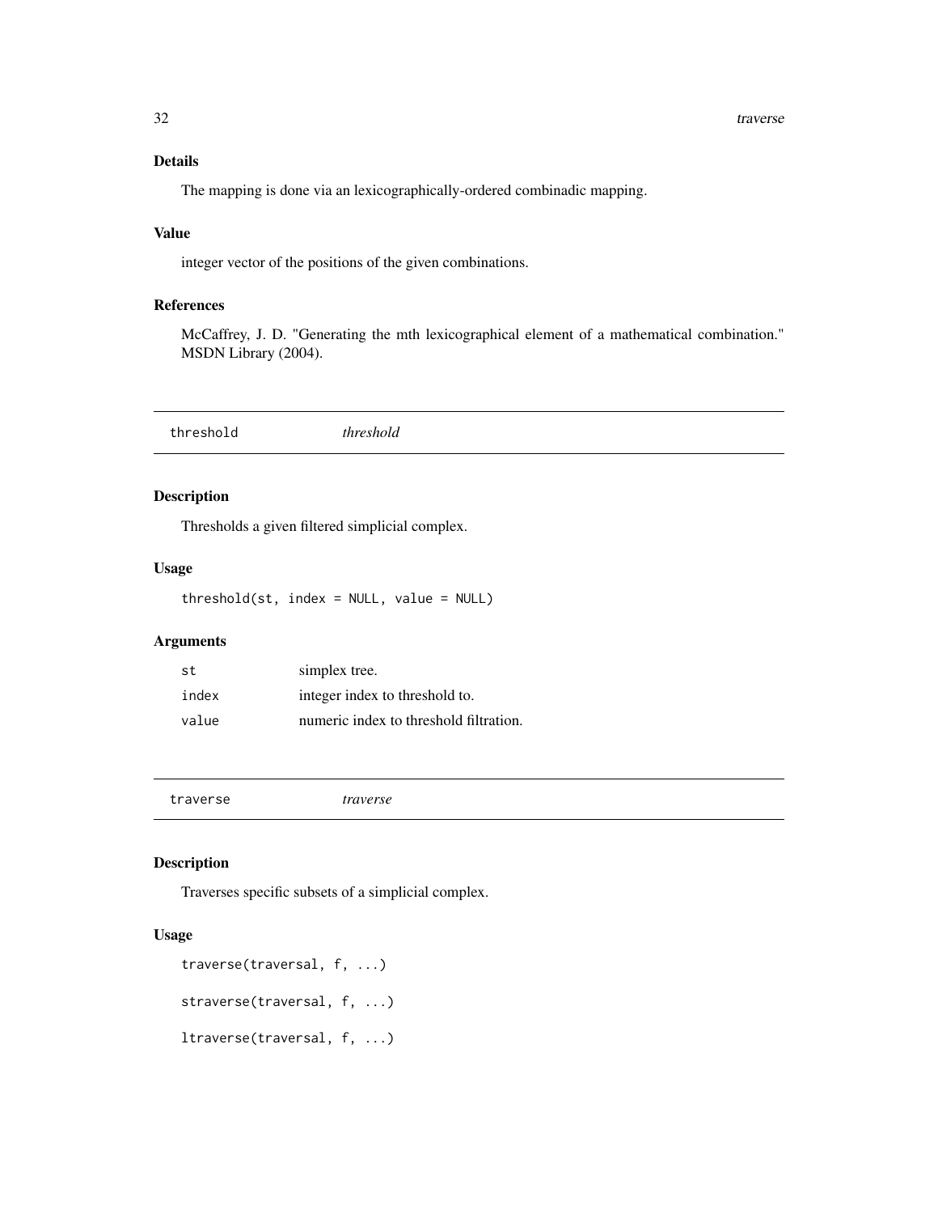### Details

The mapping is done via an lexicographically-ordered combinadic mapping.

### Value

integer vector of the positions of the given combinations.

### References

McCaffrey, J. D. "Generating the mth lexicographical element of a mathematical combination." MSDN Library (2004).

---

## `threshold` *threshold*

---

### Description

Thresholds a given filtered simplicial complex.

### Usage

```
threshold(st, index = NULL, value = NULL)
```

### Arguments

| | |
|---|---|
| `st` | simplex tree. |
| `index` | integer index to threshold to. |
| `value` | numeric index to threshold filtration. |

---

## `traverse` *traverse*

---

### Description

Traverses specific subsets of a simplicial complex.

### Usage

```
traverse(traversal, f, ...)

straverse(traversal, f, ...)

ltraverse(traversal, f, ...)
```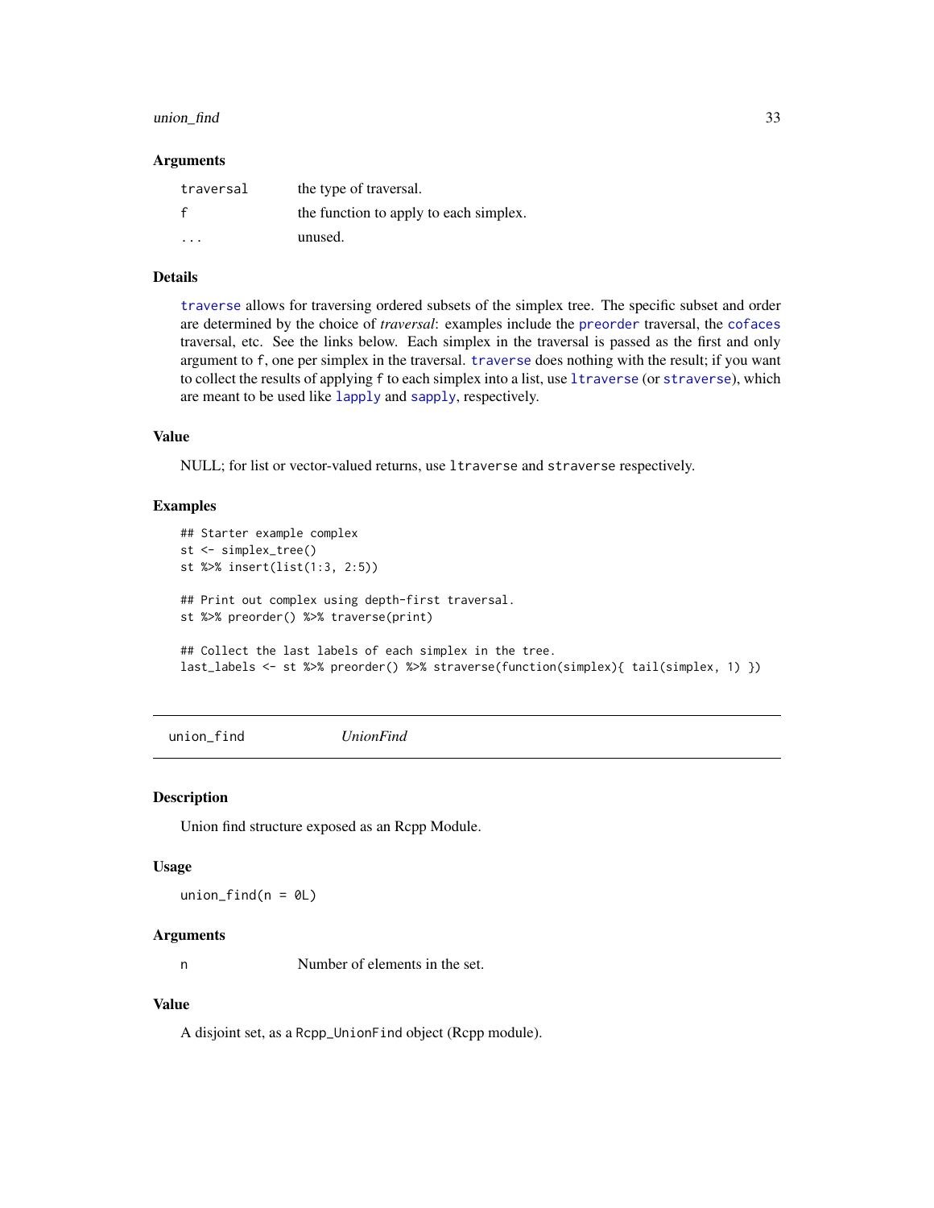### Arguments

| | |
|---|---|
| `traversal` | the type of traversal. |
| `f` | the function to apply to each simplex. |
| `...` | unused. |

### Details

traverse allows for traversing ordered subsets of the simplex tree. The specific subset and order are determined by the choice of *traversal*: examples include the preorder traversal, the cofaces traversal, etc. See the links below. Each simplex in the traversal is passed as the first and only argument to `f`, one per simplex in the traversal. traverse does nothing with the result; if you want to collect the results of applying `f` to each simplex into a list, use ltraverse (or straverse), which are meant to be used like lapply and sapply, respectively.

### Value

NULL; for list or vector-valued returns, use `ltraverse` and `straverse` respectively.

### Examples

```
## Starter example complex
st <- simplex_tree()
st %>% insert(list(1:3, 2:5))

## Print out complex using depth-first traversal.
st %>% preorder() %>% traverse(print)

## Collect the last labels of each simplex in the tree.
last_labels <- st %>% preorder() %>% straverse(function(simplex){ tail(simplex, 1) })
```

---

## union_find &nbsp;&nbsp;&nbsp; *UnionFind*

---

### Description

Union find structure exposed as an Rcpp Module.

### Usage

```
union_find(n = 0L)
```

### Arguments

| | |
|---|---|
| `n` | Number of elements in the set. |

### Value

A disjoint set, as a `Rcpp_UnionFind` object (Rcpp module).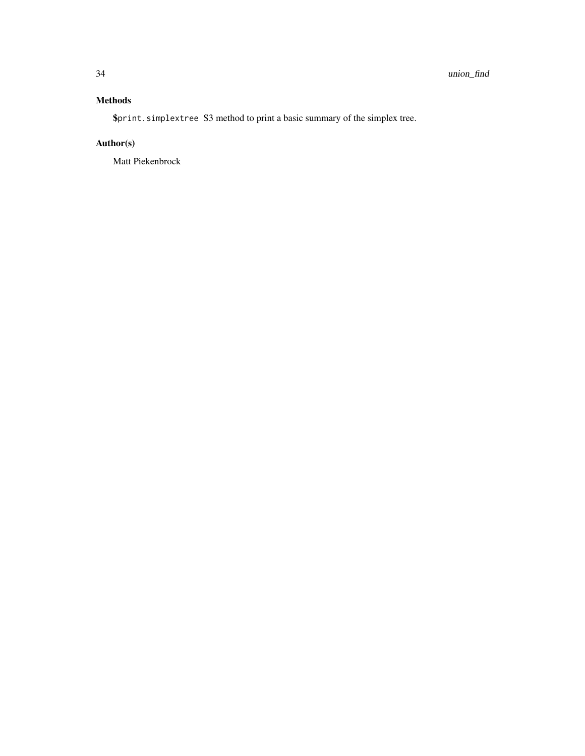## Methods

`$print.simplextree` S3 method to print a basic summary of the simplex tree.

## Author(s)

Matt Piekenbrock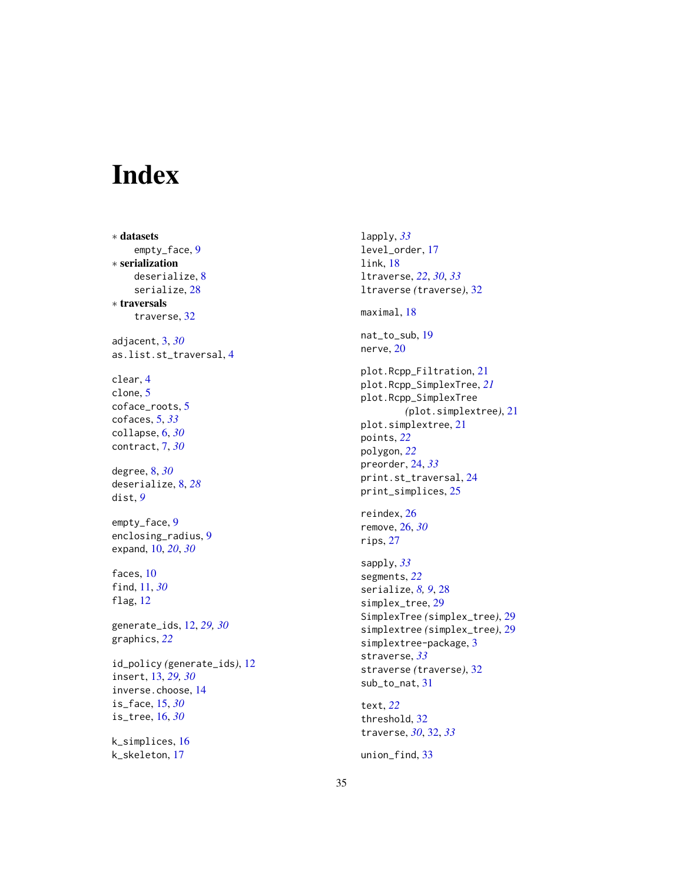# Index

∗ **datasets**
  empty_face, 9
∗ **serialization**
  deserialize, 8
  serialize, 28
∗ **traversals**
  traverse, 32

adjacent, 3, *30*
as.list.st_traversal, 4

clear, 4
clone, 5
coface_roots, 5
cofaces, 5, *33*
collapse, 6, *30*
contract, 7, *30*

degree, 8, *30*
deserialize, 8, *28*
dist, *9*

empty_face, 9
enclosing_radius, 9
expand, 10, *20*, *30*

faces, 10
find, 11, *30*
flag, 12

generate_ids, 12, *29, 30*
graphics, *22*

id_policy *(*generate_ids*)*, 12
insert, 13, *29, 30*
inverse.choose, 14
is_face, 15, *30*
is_tree, 16, *30*

k_simplices, 16
k_skeleton, 17

lapply, *33*
level_order, 17
link, 18
ltraverse, *22*, *30*, *33*
ltraverse *(*traverse*)*, 32

maximal, 18

nat_to_sub, 19
nerve, 20

plot.Rcpp_Filtration, 21
plot.Rcpp_SimplexTree, *21*
plot.Rcpp_SimplexTree
    *(*plot.simplextree*)*, 21
plot.simplextree, 21
points, *22*
polygon, *22*
preorder, 24, *33*
print.st_traversal, 24
print_simplices, 25

reindex, 26
remove, 26, *30*
rips, 27

sapply, *33*
segments, *22*
serialize, *8, 9*, 28
simplex_tree, 29
SimplexTree *(*simplex_tree*)*, 29
simplextree *(*simplex_tree*)*, 29
simplextree-package, 3
straverse, *33*
straverse *(*traverse*)*, 32
sub_to_nat, 31

text, *22*
threshold, 32
traverse, *30*, 32, *33*

union_find, 33